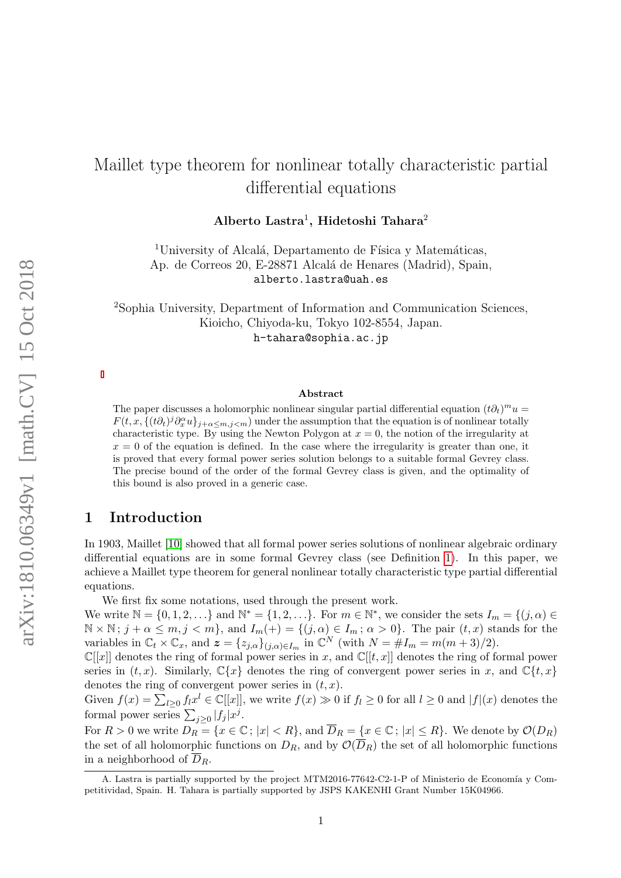# Maillet type theorem for nonlinear totally characteristic partial differential equations

**Alberto Lastra**[1], **Hidetoshi Tahara**[2]

[1]University of Alcalá, Departamento de Física y Matemáticas,
Ap. de Correos 20, E-28871 Alcalá de Henares (Madrid), Spain,
alberto.lastra@uah.es

[2]Sophia University, Department of Information and Communication Sciences,
Kioicho, Chiyoda-ku, Tokyo 102-8554, Japan.
h-tahara@sophia.ac.jp

### Abstract

The paper discusses a holomorphic nonlinear singular partial differential equation $(t\partial_t)^m u = F(t, x, \{(t\partial_t)^j \partial_x^\alpha u\}_{j+\alpha\leq m, j<m})$ under the assumption that the equation is of nonlinear totally characteristic type. By using the Newton Polygon at $x = 0$, the notion of the irregularity at $x = 0$ of the equation is defined. In the case where the irregularity is greater than one, it is proved that every formal power series solution belongs to a suitable formal Gevrey class. The precise bound of the order of the formal Gevrey class is given, and the optimality of this bound is also proved in a generic case.

## 1 Introduction

In 1903, Maillet [10] showed that all formal power series solutions of nonlinear algebraic ordinary differential equations are in some formal Gevrey class (see Definition 1). In this paper, we achieve a Maillet type theorem for general nonlinear totally characteristic type partial differential equations.

We first fix some notations, used through the present work.

We write $\mathbb{N} = \{0, 1, 2, \ldots\}$ and $\mathbb{N}^* = \{1, 2, \ldots\}$. For $m \in \mathbb{N}^*$, we consider the sets $I_m = \{(j, \alpha) \in \mathbb{N} \times \mathbb{N}\,;\, j + \alpha \leq m, j < m\}$, and $I_m(+) = \{(j, \alpha) \in I_m\,;\, \alpha > 0\}$. The pair $(t, x)$ stands for the variables in $\mathbb{C}_t \times \mathbb{C}_x$, and $\boldsymbol{z} = \{z_{j,\alpha}\}_{(j,\alpha)\in I_m}$ in $\mathbb{C}^N$ (with $N = \#I_m = m(m + 3)/2$).

$\mathbb{C}[[x]]$ denotes the ring of formal power series in $x$, and $\mathbb{C}[[t, x]]$ denotes the ring of formal power series in $(t, x)$. Similarly, $\mathbb{C}\{x\}$ denotes the ring of convergent power series in $x$, and $\mathbb{C}\{t, x\}$ denotes the ring of convergent power series in $(t, x)$.

Given $f(x) = \sum_{l\geq 0} f_l x^l \in \mathbb{C}[[x]]$, we write $f(x) \gg 0$ if $f_l \geq 0$ for all $l \geq 0$ and $|f|(x)$ denotes the formal power series $\sum_{j\geq 0} |f_j| x^j$.

For $R > 0$ we write $D_R = \{x \in \mathbb{C}\,;\, |x| < R\}$, and $\overline{D}_R = \{x \in \mathbb{C}\,;\, |x| \leq R\}$. We denote by $\mathcal{O}(D_R)$ the set of all holomorphic functions on $D_R$, and by $\mathcal{O}(\overline{D}_R)$ the set of all holomorphic functions in a neighborhood of $\overline{D}_R$.

A. Lastra is partially supported by the project MTM2016-77642-C2-1-P of Ministerio de Economía y Competitividad, Spain. H. Tahara is partially supported by JSPS KAKENHI Grant Number 15K04966.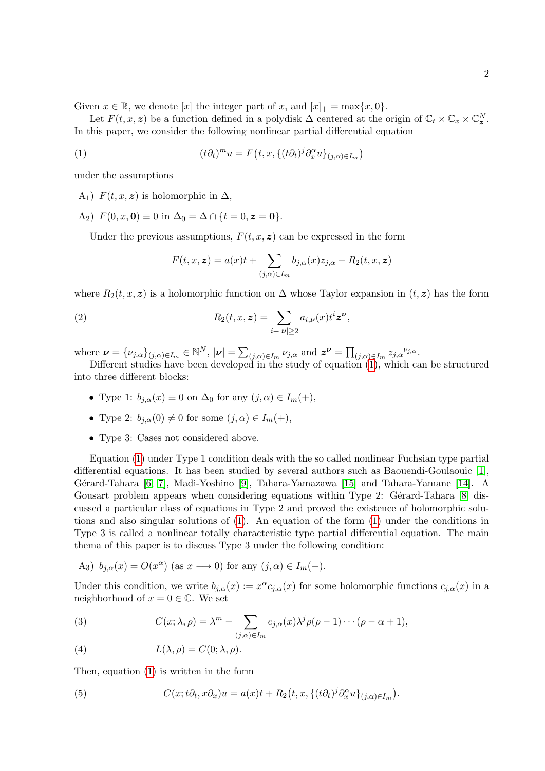Given $x \in \mathbb{R}$, we denote $[x]$ the integer part of $x$, and $[x]_+ = \max\{x, 0\}$.

Let $F(t, x, \boldsymbol{z})$ be a function defined in a polydisk $\Delta$ centered at the origin of $\mathbb{C}_t \times \mathbb{C}_x \times \mathbb{C}_{\boldsymbol{z}}^N$. In this paper, we consider the following nonlinear partial differential equation

$$(t\partial_t)^m u = F\big(t, x, \{(t\partial_t)^j \partial_x^\alpha u\}_{(j,\alpha)\in I_m}\big) \tag{1}$$

under the assumptions

A$_1$) $F(t, x, \boldsymbol{z})$ is holomorphic in $\Delta$,

A$_2$) $F(0, x, \boldsymbol{0}) \equiv 0$ in $\Delta_0 = \Delta \cap \{t = 0, \boldsymbol{z} = \boldsymbol{0}\}$.

Under the previous assumptions, $F(t, x, \boldsymbol{z})$ can be expressed in the form

$$F(t, x, \boldsymbol{z}) = a(x)t + \sum_{(j,\alpha)\in I_m} b_{j,\alpha}(x) z_{j,\alpha} + R_2(t, x, \boldsymbol{z})$$

where $R_2(t, x, \boldsymbol{z})$ is a holomorphic function on $\Delta$ whose Taylor expansion in $(t, \boldsymbol{z})$ has the form

$$R_2(t, x, \boldsymbol{z}) = \sum_{i+|\boldsymbol{\nu}|\geq 2} a_{i,\boldsymbol{\nu}}(x) t^i \boldsymbol{z}^{\boldsymbol{\nu}}, \tag{2}$$

where $\boldsymbol{\nu} = \{\nu_{j,\alpha}\}_{(j,\alpha)\in I_m} \in \mathbb{N}^N$, $|\boldsymbol{\nu}| = \sum_{(j,\alpha)\in I_m} \nu_{j,\alpha}$ and $\boldsymbol{z}^{\boldsymbol{\nu}} = \prod_{(j,\alpha)\in I_m} {z_{j,\alpha}}^{\nu_{j,\alpha}}$.

Different studies have been developed in the study of equation (1), which can be structured into three different blocks:

- Type 1: $b_{j,\alpha}(x) \equiv 0$ on $\Delta_0$ for any $(j, \alpha) \in I_m(+)$,
- Type 2: $b_{j,\alpha}(0) \neq 0$ for some $(j, \alpha) \in I_m(+)$,
- Type 3: Cases not considered above.

Equation (1) under Type 1 condition deals with the so called nonlinear Fuchsian type partial differential equations. It has been studied by several authors such as Baouendi-Goulaouic [1], Gérard-Tahara [6, 7], Madi-Yoshino [9], Tahara-Yamazawa [15] and Tahara-Yamane [14]. A Gousart problem appears when considering equations within Type 2: Gérard-Tahara [8] discussed a particular class of equations in Type 2 and proved the existence of holomorphic solutions and also singular solutions of (1). An equation of the form (1) under the conditions in Type 3 is called a nonlinear totally characteristic type partial differential equation. The main thema of this paper is to discuss Type 3 under the following condition:

A$_3$) $b_{j,\alpha}(x) = O(x^\alpha)$ (as $x \longrightarrow 0$) for any $(j, \alpha) \in I_m(+)$.

Under this condition, we write $b_{j,\alpha}(x) := x^\alpha c_{j,\alpha}(x)$ for some holomorphic functions $c_{j,\alpha}(x)$ in a neighborhood of $x = 0 \in \mathbb{C}$. We set

$$C(x; \lambda, \rho) = \lambda^m - \sum_{(j,\alpha)\in I_m} c_{j,\alpha}(x) \lambda^j \rho(\rho - 1)\cdots(\rho - \alpha + 1), \tag{3}$$

$$L(\lambda, \rho) = C(0; \lambda, \rho). \tag{4}$$

Then, equation (1) is written in the form

$$C(x; t\partial_t, x\partial_x)u = a(x)t + R_2\big(t, x, \{(t\partial_t)^j \partial_x^\alpha u\}_{(j,\alpha)\in I_m}\big). \tag{5}$$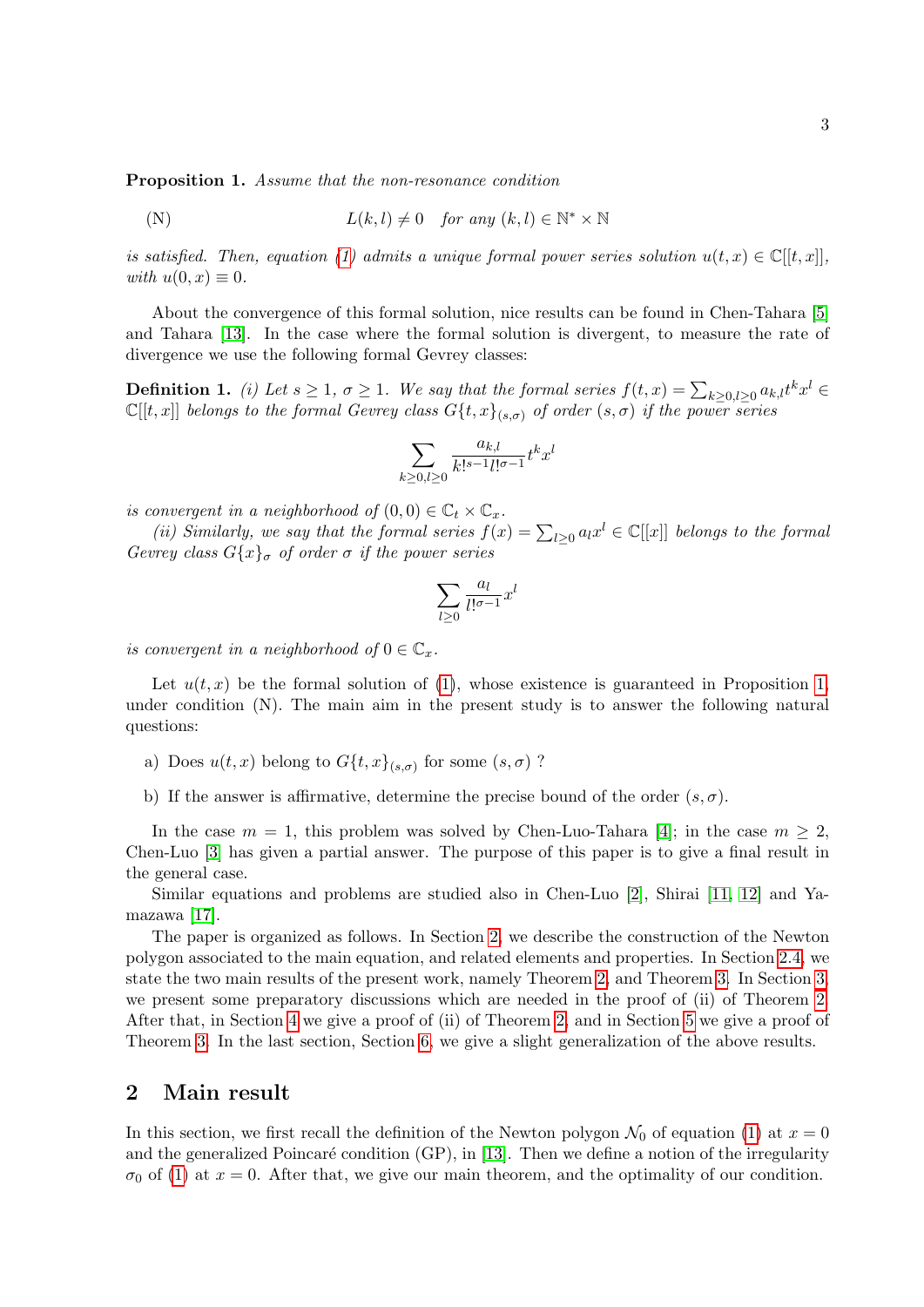**Proposition 1.** *Assume that the non-resonance condition*

$$\text{(N)} \qquad\qquad L(k,l) \neq 0 \quad \text{for any } (k,l) \in \mathbb{N}^* \times \mathbb{N}$$

*is satisfied. Then, equation (1) admits a unique formal power series solution $u(t,x) \in \mathbb{C}[[t,x]]$, with $u(0,x) \equiv 0$.*

About the convergence of this formal solution, nice results can be found in Chen-Tahara [5] and Tahara [13]. In the case where the formal solution is divergent, to measure the rate of divergence we use the following formal Gevrey classes:

**Definition 1.** *(i) Let $s \geq 1$, $\sigma \geq 1$. We say that the formal series $f(t,x) = \sum_{k\geq 0, l \geq 0} a_{k,l} t^k x^l \in \mathbb{C}[[t,x]]$ belongs to the formal Gevrey class $G\{t,x\}_{(s,\sigma)}$ of order $(s,\sigma)$ if the power series*

$$\sum_{k\geq 0, l\geq 0} \frac{a_{k,l}}{k!^{s-1} l!^{\sigma-1}} t^k x^l$$

*is convergent in a neighborhood of $(0,0) \in \mathbb{C}_t \times \mathbb{C}_x$.*

*(ii) Similarly, we say that the formal series $f(x) = \sum_{l\geq 0} a_l x^l \in \mathbb{C}[[x]]$ belongs to the formal Gevrey class $G\{x\}_\sigma$ of order $\sigma$ if the power series*

$$\sum_{l\geq 0} \frac{a_l}{l!^{\sigma-1}} x^l$$

*is convergent in a neighborhood of $0 \in \mathbb{C}_x$.*

Let $u(t,x)$ be the formal solution of (1), whose existence is guaranteed in Proposition 1, under condition (N). The main aim in the present study is to answer the following natural questions:

a) Does $u(t,x)$ belong to $G\{t,x\}_{(s,\sigma)}$ for some $(s,\sigma)$ ?

b) If the answer is affirmative, determine the precise bound of the order $(s,\sigma)$.

In the case $m = 1$, this problem was solved by Chen-Luo-Tahara [4]; in the case $m \geq 2$, Chen-Luo [3] has given a partial answer. The purpose of this paper is to give a final result in the general case.

Similar equations and problems are studied also in Chen-Luo [2], Shirai [11, 12] and Yamazawa [17].

The paper is organized as follows. In Section 2, we describe the construction of the Newton polygon associated to the main equation, and related elements and properties. In Section 2.4, we state the two main results of the present work, namely Theorem 2, and Theorem 3. In Section 3, we present some preparatory discussions which are needed in the proof of (ii) of Theorem 2. After that, in Section 4 we give a proof of (ii) of Theorem 2, and in Section 5 we give a proof of Theorem 3. In the last section, Section 6, we give a slight generalization of the above results.

## 2 Main result

In this section, we first recall the definition of the Newton polygon $\mathcal{N}_0$ of equation (1) at $x = 0$ and the generalized Poincaré condition (GP), in [13]. Then we define a notion of the irregularity $\sigma_0$ of (1) at $x = 0$. After that, we give our main theorem, and the optimality of our condition.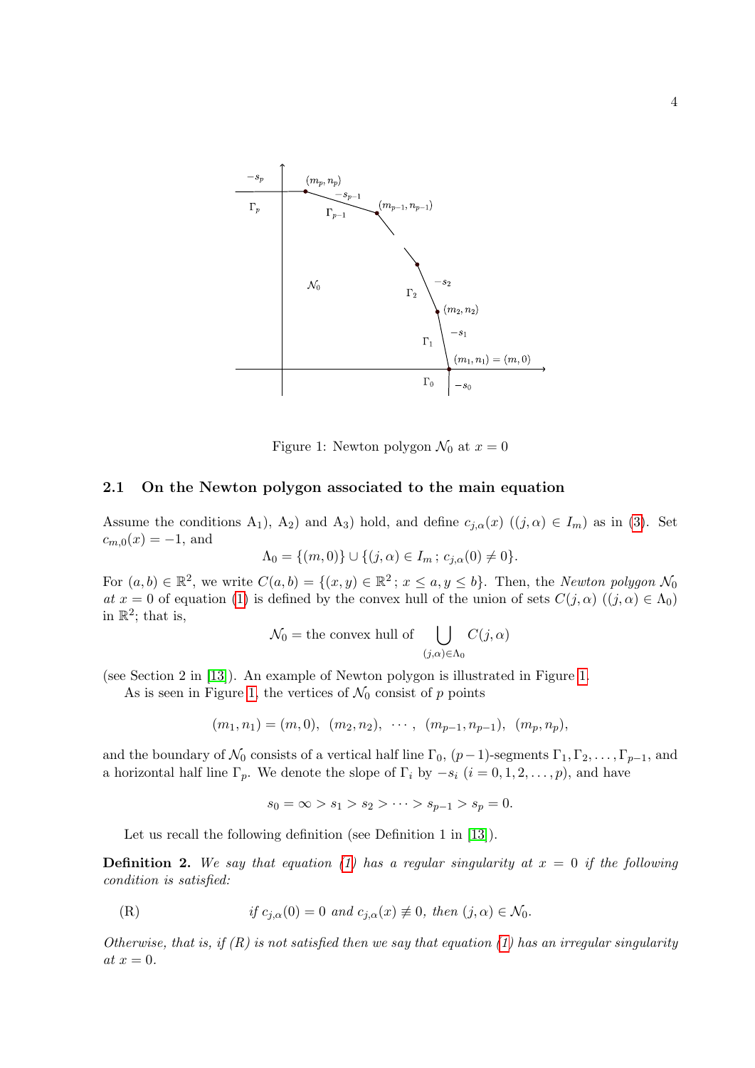Figure 1: Newton polygon $\mathcal{N}_0$ at $x = 0$

### 2.1 On the Newton polygon associated to the main equation

Assume the conditions A$_1$), A$_2$) and A$_3$) hold, and define $c_{j,\alpha}(x)$ ($(j,\alpha) \in I_m$) as in (3). Set $c_{m,0}(x) = -1$, and

$$\Lambda_0 = \{(m,0)\} \cup \{(j,\alpha) \in I_m \,;\, c_{j,\alpha}(0) \neq 0\}.$$

For $(a,b) \in \mathbb{R}^2$, we write $C(a,b) = \{(x,y) \in \mathbb{R}^2 \,;\, x \le a, y \le b\}$. Then, the *Newton polygon* $\mathcal{N}_0$ *at* $x = 0$ of equation (1) is defined by the convex hull of the union of sets $C(j,\alpha)$ ($(j,\alpha) \in \Lambda_0$) in $\mathbb{R}^2$; that is,

$$\mathcal{N}_0 = \text{the convex hull of } \bigcup_{(j,\alpha)\in\Lambda_0} C(j,\alpha)$$

(see Section 2 in [13]). An example of Newton polygon is illustrated in Figure 1.

As is seen in Figure 1, the vertices of $\mathcal{N}_0$ consist of $p$ points

$$(m_1,n_1) = (m,0),\ (m_2,n_2),\ \cdots,\ (m_{p-1},n_{p-1}),\ (m_p,n_p),$$

and the boundary of $\mathcal{N}_0$ consists of a vertical half line $\Gamma_0$, $(p-1)$-segments $\Gamma_1, \Gamma_2, \ldots, \Gamma_{p-1}$, and a horizontal half line $\Gamma_p$. We denote the slope of $\Gamma_i$ by $-s_i$ ($i = 0,1,2,\ldots,p$), and have

$$s_0 = \infty > s_1 > s_2 > \cdots > s_{p-1} > s_p = 0.$$

Let us recall the following definition (see Definition 1 in [13]).

**Definition 2.** *We say that equation (1) has a regular singularity at $x = 0$ if the following condition is satisfied:*

(R) *if $c_{j,\alpha}(0) = 0$ and $c_{j,\alpha}(x) \not\equiv 0$, then $(j,\alpha) \in \mathcal{N}_0$.*

*Otherwise, that is, if (R) is not satisfied then we say that equation (1) has an irregular singularity at $x = 0$.*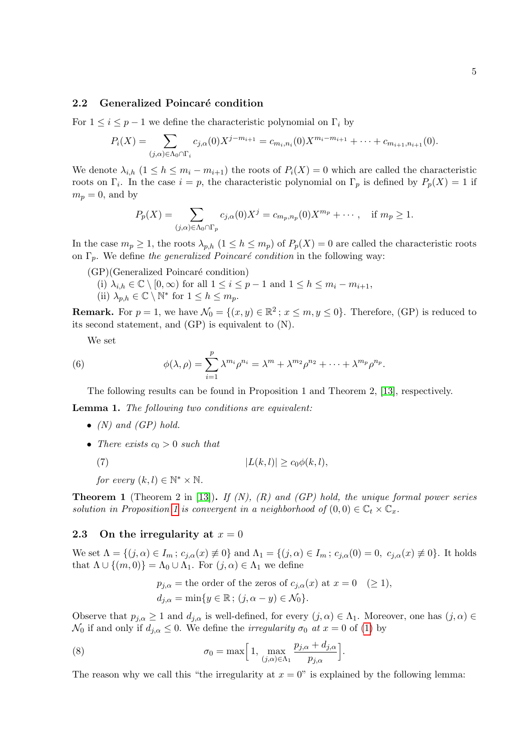### 2.2 Generalized Poincaré condition

For $1 \le i \le p-1$ we define the characteristic polynomial on $\Gamma_i$ by

$$P_i(X) = \sum_{(j,\alpha)\in\Lambda_0\cap\Gamma_i} c_{j,\alpha}(0)X^{j-m_{i+1}} = c_{m_i,n_i}(0)X^{m_i-m_{i+1}} + \cdots + c_{m_{i+1},n_{i+1}}(0).$$

We denote $\lambda_{i,h}$ ($1 \le h \le m_i - m_{i+1}$) the roots of $P_i(X) = 0$ which are called the characteristic roots on $\Gamma_i$. In the case $i = p$, the characteristic polynomial on $\Gamma_p$ is defined by $P_p(X) = 1$ if $m_p = 0$, and by

$$P_p(X) = \sum_{(j,\alpha)\in\Lambda_0\cap\Gamma_p} c_{j,\alpha}(0)X^{j} = c_{m_p,n_p}(0)X^{m_p} + \cdots, \quad \text{if } m_p \ge 1.$$

In the case $m_p \ge 1$, the roots $\lambda_{p,h}$ ($1 \le h \le m_p$) of $P_p(X) = 0$ are called the characteristic roots on $\Gamma_p$. We define *the generalized Poincaré condition* in the following way:

(GP)(Generalized Poincaré condition)
(i) $\lambda_{i,h} \in \mathbb{C}\setminus[0,\infty)$ for all $1 \le i \le p-1$ and $1 \le h \le m_i - m_{i+1}$,
(ii) $\lambda_{p,h} \in \mathbb{C}\setminus\mathbb{N}^*$ for $1 \le h \le m_p$.

**Remark.** For $p = 1$, we have $\mathcal{N}_0 = \{(x,y)\in\mathbb{R}^2\,;\, x \le m, y \le 0\}$. Therefore, (GP) is reduced to its second statement, and (GP) is equivalent to (N).

We set

$$\phi(\lambda,\rho) = \sum_{i=1}^{p} \lambda^{m_i}\rho^{n_i} = \lambda^m + \lambda^{m_2}\rho^{n_2} + \cdots + \lambda^{m_p}\rho^{n_p}. \tag{6}$$

The following results can be found in Proposition 1 and Theorem 2, [13], respectively.

**Lemma 1.** *The following two conditions are equivalent:*

- *(N) and (GP) hold.*
- *There exists $c_0 > 0$ such that*

$$|L(k,l)| \ge c_0\phi(k,l), \tag{7}$$

*for every $(k,l)\in\mathbb{N}^*\times\mathbb{N}$.*

**Theorem 1** (Theorem 2 in [13]). *If (N), (R) and (GP) hold, the unique formal power series solution in Proposition 1 is convergent in a neighborhood of $(0,0)\in\mathbb{C}_t\times\mathbb{C}_x$.*

### 2.3 On the irregularity at $x = 0$

We set $\Lambda = \{(j,\alpha)\in I_m\,;\, c_{j,\alpha}(x)\not\equiv 0\}$ and $\Lambda_1 = \{(j,\alpha)\in I_m\,;\, c_{j,\alpha}(0) = 0,\ c_{j,\alpha}(x)\not\equiv 0\}$. It holds that $\Lambda\cup\{(m,0)\} = \Lambda_0\cup\Lambda_1$. For $(j,\alpha)\in\Lambda_1$ we define

$$p_{j,\alpha} = \text{the order of the zeros of } c_{j,\alpha}(x) \text{ at } x = 0 \quad (\ge 1),$$
$$d_{j,\alpha} = \min\{y\in\mathbb{R}\,;\, (j,\alpha - y)\in\mathcal{N}_0\}.$$

Observe that $p_{j,\alpha} \ge 1$ and $d_{j,\alpha}$ is well-defined, for every $(j,\alpha)\in\Lambda_1$. Moreover, one has $(j,\alpha)\in\mathcal{N}_0$ if and only if $d_{j,\alpha} \le 0$. We define the *irregularity $\sigma_0$ at $x = 0$* of (1) by

$$\sigma_0 = \max\Big[1,\ \max_{(j,\alpha)\in\Lambda_1} \frac{p_{j,\alpha} + d_{j,\alpha}}{p_{j,\alpha}}\Big]. \tag{8}$$

The reason why we call this "the irregularity at $x = 0$" is explained by the following lemma: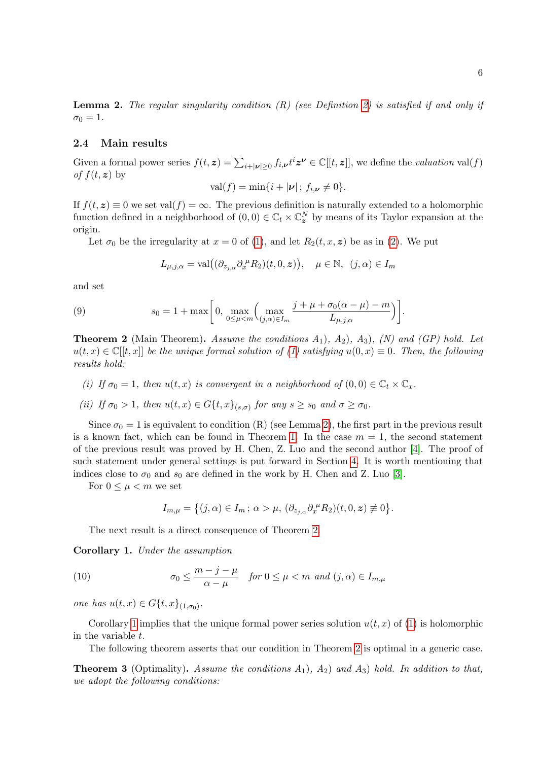**Lemma 2.** *The regular singularity condition (R) (see Definition 2) is satisfied if and only if* $\sigma_0 = 1$.

### 2.4 Main results

Given a formal power series $f(t, \boldsymbol{z}) = \sum_{i+|\boldsymbol{\nu}|\geq 0} f_{i,\boldsymbol{\nu}} t^i \boldsymbol{z}^{\boldsymbol{\nu}} \in \mathbb{C}[[t, \boldsymbol{z}]]$, we define the *valuation* $\mathrm{val}(f)$ *of* $f(t, \boldsymbol{z})$ by

$$\mathrm{val}(f) = \min\{i + |\boldsymbol{\nu}|\,;\, f_{i,\boldsymbol{\nu}} \neq 0\}.$$

If $f(t, \boldsymbol{z}) \equiv 0$ we set $\mathrm{val}(f) = \infty$. The previous definition is naturally extended to a holomorphic function defined in a neighborhood of $(0, 0) \in \mathbb{C}_t \times \mathbb{C}^N_{\boldsymbol{z}}$ by means of its Taylor expansion at the origin.

Let $\sigma_0$ be the irregularity at $x = 0$ of (1), and let $R_2(t, x, \boldsymbol{z})$ be as in (2). We put

$$L_{\mu,j,\alpha} = \mathrm{val}\big((\partial_{z_{j,\alpha}} \partial_x^{\ \mu} R_2)(t, 0, \boldsymbol{z})\big), \quad \mu \in \mathbb{N},\ \ (j, \alpha) \in I_m$$

and set

$$s_0 = 1 + \max\left[0,\ \max_{0\leq\mu<m}\Big(\max_{(j,\alpha)\in I_m} \frac{j + \mu + \sigma_0(\alpha - \mu) - m}{L_{\mu,j,\alpha}}\Big)\right]. \tag{9}$$

**Theorem 2** (Main Theorem)**.** *Assume the conditions $A_1$), $A_2$), $A_3$), (N) and (GP) hold. Let $u(t, x) \in \mathbb{C}[[t, x]]$ be the unique formal solution of (1) satisfying $u(0, x) \equiv 0$. Then, the following results hold:*

- *(i) If $\sigma_0 = 1$, then $u(t, x)$ is convergent in a neighborhood of $(0, 0) \in \mathbb{C}_t \times \mathbb{C}_x$.*
- *(ii) If $\sigma_0 > 1$, then $u(t, x) \in G\{t, x\}_{(s,\sigma)}$ for any $s \geq s_0$ and $\sigma \geq \sigma_0$.*

Since $\sigma_0 = 1$ is equivalent to condition (R) (see Lemma 2), the first part in the previous result is a known fact, which can be found in Theorem 1. In the case $m = 1$, the second statement of the previous result was proved by H. Chen, Z. Luo and the second author [4]. The proof of such statement under general settings is put forward in Section 4. It is worth mentioning that indices close to $\sigma_0$ and $s_0$ are defined in the work by H. Chen and Z. Luo [3].

For $0 \leq \mu < m$ we set

$$I_{m,\mu} = \big\{(j, \alpha) \in I_m\,;\, \alpha > \mu,\ (\partial_{z_{j,\alpha}} \partial_x^{\ \mu} R_2)(t, 0, \boldsymbol{z}) \not\equiv 0\big\}.$$

The next result is a direct consequence of Theorem 2.

**Corollary 1.** *Under the assumption*

$$\sigma_0 \leq \frac{m - j - \mu}{\alpha - \mu} \quad \textit{for } 0 \leq \mu < m \textit{ and } (j, \alpha) \in I_{m,\mu} \tag{10}$$

*one has* $u(t, x) \in G\{t, x\}_{(1,\sigma_0)}$.

Corollary 1 implies that the unique formal power series solution $u(t, x)$ of (1) is holomorphic in the variable $t$.

The following theorem asserts that our condition in Theorem 2 is optimal in a generic case.

**Theorem 3** (Optimality)**.** *Assume the conditions $A_1$), $A_2$) and $A_3$) hold. In addition to that, we adopt the following conditions:*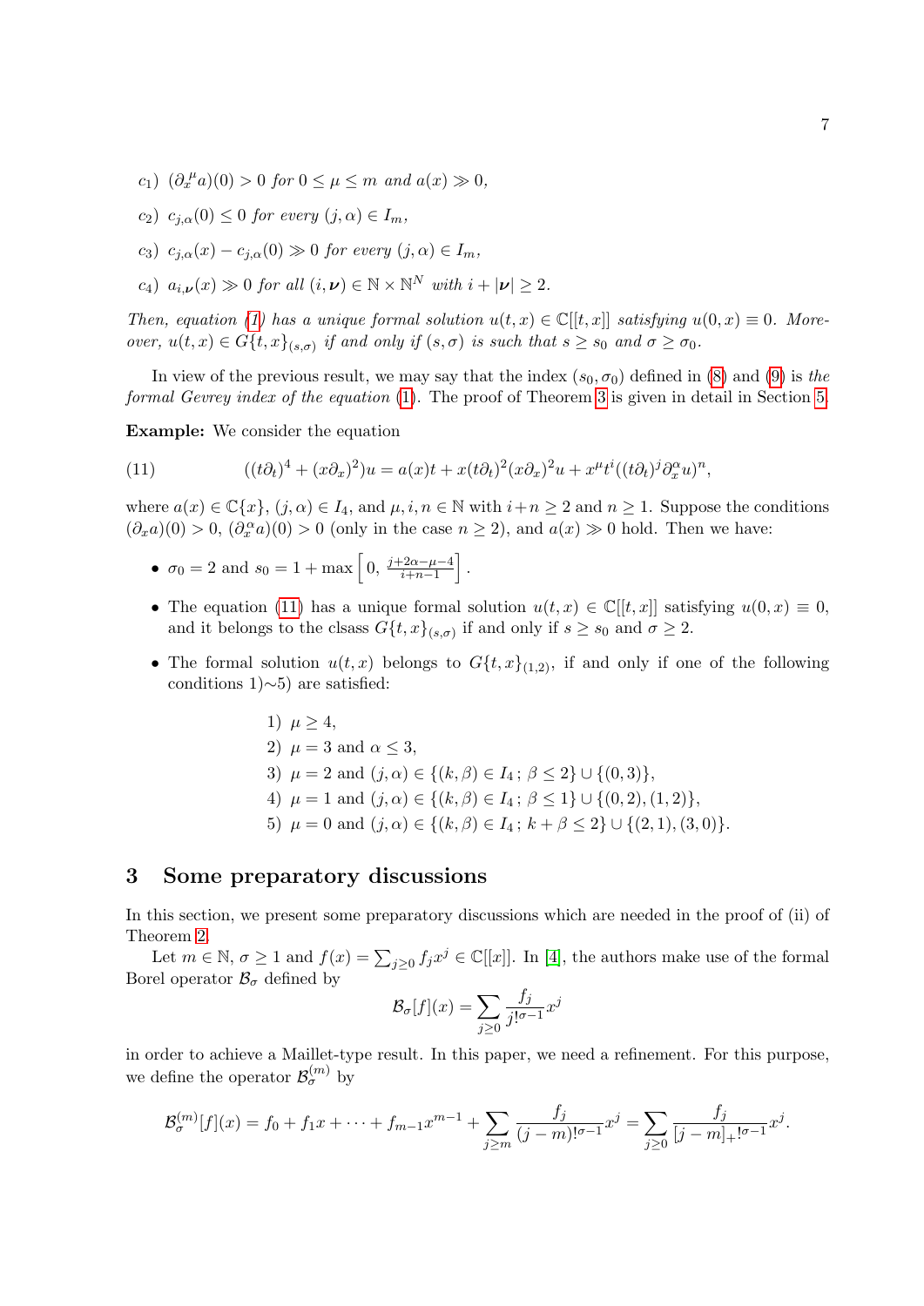c$_1$) $(\partial_x^\mu a)(0) > 0$ *for* $0 \le \mu \le m$ *and* $a(x) \gg 0$,

c$_2$) $c_{j,\alpha}(0) \le 0$ *for every* $(j,\alpha) \in I_m$,

c$_3$) $c_{j,\alpha}(x) - c_{j,\alpha}(0) \gg 0$ *for every* $(j,\alpha) \in I_m$,

c$_4$) $a_{i,\boldsymbol{\nu}}(x) \gg 0$ *for all* $(i,\boldsymbol{\nu}) \in \mathbb{N} \times \mathbb{N}^N$ *with* $i + |\boldsymbol{\nu}| \ge 2$.

*Then, equation (1) has a unique formal solution* $u(t,x) \in \mathbb{C}[[t,x]]$ *satisfying* $u(0,x) \equiv 0$. *Moreover,* $u(t,x) \in G\{t,x\}_{(s,\sigma)}$ *if and only if* $(s,\sigma)$ *is such that* $s \ge s_0$ *and* $\sigma \ge \sigma_0$.

In view of the previous result, we may say that the index $(s_0, \sigma_0)$ defined in (8) and (9) is *the formal Gevrey index of the equation* (1). The proof of Theorem 3 is given in detail in Section 5.

**Example:** We consider the equation

$$
((t\partial_t)^4 + (x\partial_x)^2)u = a(x)t + x(t\partial_t)^2(x\partial_x)^2 u + x^\mu t^i ((t\partial_t)^j \partial_x^\alpha u)^n, \tag{11}
$$

where $a(x) \in \mathbb{C}\{x\}$, $(j,\alpha) \in I_4$, and $\mu, i, n \in \mathbb{N}$ with $i+n \ge 2$ and $n \ge 1$. Suppose the conditions $(\partial_x a)(0) > 0$, $(\partial_x^\alpha a)(0) > 0$ (only in the case $n \ge 2$), and $a(x) \gg 0$ hold. Then we have:

- $\sigma_0 = 2$ and $s_0 = 1 + \max\left[0, \frac{j+2\alpha-\mu-4}{i+n-1}\right]$.
- The equation (11) has a unique formal solution $u(t,x) \in \mathbb{C}[[t,x]]$ satisfying $u(0,x) \equiv 0$, and it belongs to the clsass $G\{t,x\}_{(s,\sigma)}$ if and only if $s \ge s_0$ and $\sigma \ge 2$.
- The formal solution $u(t,x)$ belongs to $G\{t,x\}_{(1,2)}$, if and only if one of the following conditions 1)∼5) are satisfied:

  1) $\mu \ge 4$,
  2) $\mu = 3$ and $\alpha \le 3$,
  3) $\mu = 2$ and $(j,\alpha) \in \{(k,\beta) \in I_4 \,;\, \beta \le 2\} \cup \{(0,3)\}$,
  4) $\mu = 1$ and $(j,\alpha) \in \{(k,\beta) \in I_4 \,;\, \beta \le 1\} \cup \{(0,2),(1,2)\}$,
  5) $\mu = 0$ and $(j,\alpha) \in \{(k,\beta) \in I_4 \,;\, k+\beta \le 2\} \cup \{(2,1),(3,0)\}$.

## 3 Some preparatory discussions

In this section, we present some preparatory discussions which are needed in the proof of (ii) of Theorem 2.

Let $m \in \mathbb{N}$, $\sigma \ge 1$ and $f(x) = \sum_{j\ge 0} f_j x^j \in \mathbb{C}[[x]]$. In [4], the authors make use of the formal Borel operator $\mathcal{B}_\sigma$ defined by

$$
\mathcal{B}_\sigma[f](x) = \sum_{j\ge 0} \frac{f_j}{j!^{\sigma-1}} x^j
$$

in order to achieve a Maillet-type result. In this paper, we need a refinement. For this purpose, we define the operator $\mathcal{B}_\sigma^{(m)}$ by

$$
\mathcal{B}_\sigma^{(m)}[f](x) = f_0 + f_1 x + \cdots + f_{m-1}x^{m-1} + \sum_{j\ge m} \frac{f_j}{(j-m)!^{\sigma-1}} x^j = \sum_{j\ge 0} \frac{f_j}{[j-m]_+!^{\sigma-1}} x^j.
$$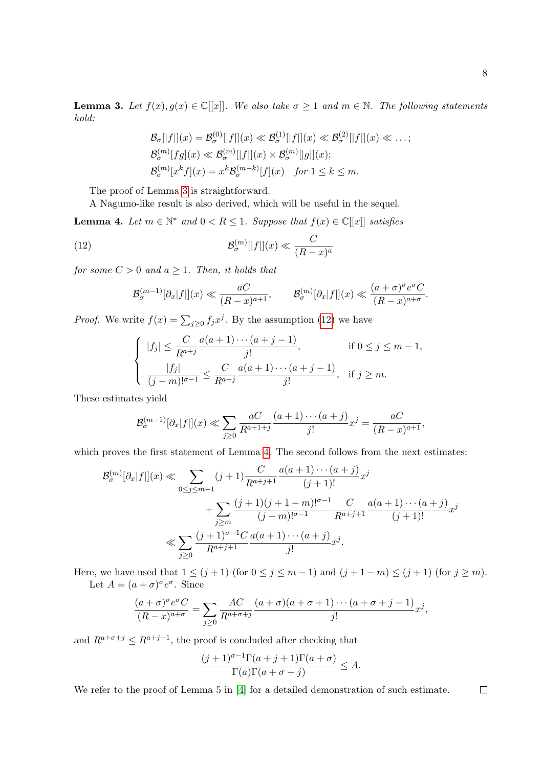**Lemma 3.** *Let $f(x), g(x) \in \mathbb{C}[[x]]$. We also take $\sigma \geq 1$ and $m \in \mathbb{N}$. The following statements hold:*

$$
\begin{aligned}
&\mathcal{B}_\sigma[|f|](x) = \mathcal{B}_\sigma^{(0)}[|f|](x) \ll \mathcal{B}_\sigma^{(1)}[|f|](x) \ll \mathcal{B}_\sigma^{(2)}[|f|](x) \ll \ldots;\\
&\mathcal{B}_\sigma^{(m)}[fg](x) \ll \mathcal{B}_\sigma^{(m)}[|f|](x) \times \mathcal{B}_\sigma^{(m)}[|g|](x);\\
&\mathcal{B}_\sigma^{(m)}[x^k f](x) = x^k \mathcal{B}_\sigma^{(m-k)}[f](x) \quad \text{for } 1 \leq k \leq m.
\end{aligned}
$$

The proof of Lemma 3 is straightforward.

A Nagumo-like result is also derived, which will be useful in the sequel.

**Lemma 4.** *Let $m \in \mathbb{N}^*$ and $0 < R \leq 1$. Suppose that $f(x) \in \mathbb{C}[[x]]$ satisfies*

$$
\mathcal{B}_\sigma^{(m)}[|f|](x) \ll \frac{C}{(R-x)^a} \tag{12}
$$

*for some $C > 0$ and $a \geq 1$. Then, it holds that*

$$
\mathcal{B}_\sigma^{(m-1)}[\partial_x|f|](x) \ll \frac{aC}{(R-x)^{a+1}}, \qquad \mathcal{B}_\sigma^{(m)}[\partial_x|f|](x) \ll \frac{(a+\sigma)^\sigma e^\sigma C}{(R-x)^{a+\sigma}}.
$$

*Proof.* We write $f(x) = \sum_{j\geq 0} f_j x^j$. By the assumption (12) we have

$$
\begin{cases}
|f_j| \leq \dfrac{C}{R^{a+j}} \dfrac{a(a+1)\cdots(a+j-1)}{j!}, & \text{if } 0 \leq j \leq m-1,\\[2ex]
\dfrac{|f_j|}{(j-m)!^{\sigma-1}} \leq \dfrac{C}{R^{a+j}} \dfrac{a(a+1)\cdots(a+j-1)}{j!}, & \text{if } j \geq m.
\end{cases}
$$

These estimates yield

$$
\mathcal{B}_\sigma^{(m-1)}[\partial_x|f|](x) \ll \sum_{j\geq 0} \frac{aC}{R^{a+1+j}} \frac{(a+1)\cdots(a+j)}{j!} x^j = \frac{aC}{(R-x)^{a+1}},
$$

which proves the first statement of Lemma 4. The second follows from the next estimates:

$$
\begin{aligned}
\mathcal{B}_\sigma^{(m)}[\partial_x|f|](x) &\ll \sum_{0\leq j\leq m-1} (j+1) \frac{C}{R^{a+j+1}} \frac{a(a+1)\cdots(a+j)}{(j+1)!} x^j\\
&\qquad + \sum_{j\geq m} \frac{(j+1)(j+1-m)!^{\sigma-1}}{(j-m)!^{\sigma-1}} \frac{C}{R^{a+j+1}} \frac{a(a+1)\cdots(a+j)}{(j+1)!} x^j\\
&\ll \sum_{j\geq 0} \frac{(j+1)^{\sigma-1}C}{R^{a+j+1}} \frac{a(a+1)\cdots(a+j)}{j!} x^j.
\end{aligned}
$$

Here, we have used that $1 \leq (j+1)$ (for $0 \leq j \leq m-1$) and $(j+1-m) \leq (j+1)$ (for $j \geq m$).

Let $A = (a+\sigma)^\sigma e^\sigma$. Since

$$
\frac{(a+\sigma)^\sigma e^\sigma C}{(R-x)^{a+\sigma}} = \sum_{j\geq 0} \frac{AC}{R^{a+\sigma+j}} \frac{(a+\sigma)(a+\sigma+1)\cdots(a+\sigma+j-1)}{j!} x^j,
$$

and $R^{a+\sigma+j} \leq R^{a+j+1}$, the proof is concluded after checking that

$$
\frac{(j+1)^{\sigma-1}\Gamma(a+j+1)\Gamma(a+\sigma)}{\Gamma(a)\Gamma(a+\sigma+j)} \leq A.
$$

We refer to the proof of Lemma 5 in [4] for a detailed demonstration of such estimate. $\square$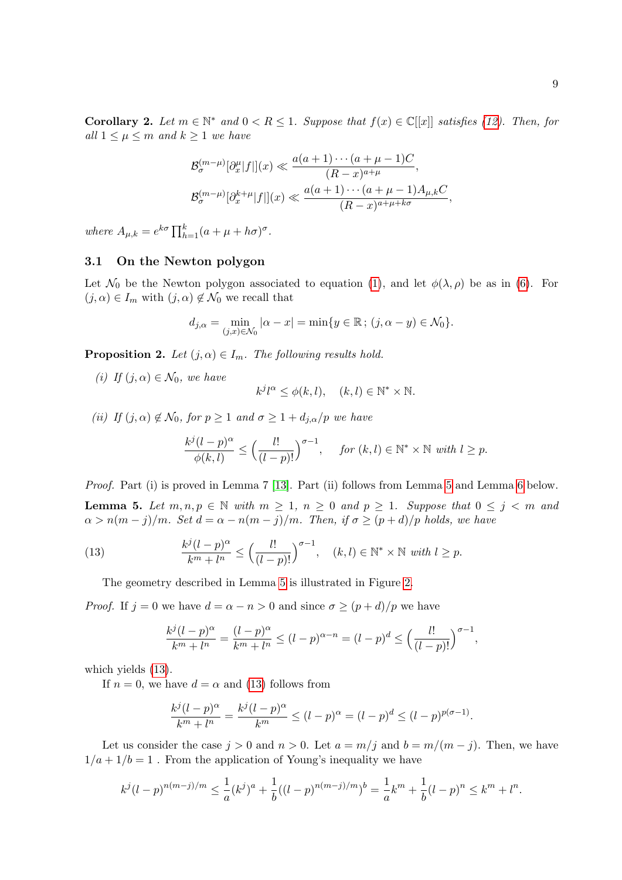**Corollary 2.** *Let $m \in \mathbb{N}^*$ and $0 < R \leq 1$. Suppose that $f(x) \in \mathbb{C}[[x]]$ satisfies (12). Then, for all $1 \leq \mu \leq m$ and $k \geq 1$ we have*

$$\mathcal{B}_\sigma^{(m-\mu)}[\partial_x^\mu |f|](x) \ll \frac{a(a+1)\cdots(a+\mu-1)C}{(R-x)^{a+\mu}},$$

$$\mathcal{B}_\sigma^{(m-\mu)}[\partial_x^{k+\mu} |f|](x) \ll \frac{a(a+1)\cdots(a+\mu-1)A_{\mu,k}C}{(R-x)^{a+\mu+k\sigma}},$$

*where $A_{\mu,k} = e^{k\sigma}\prod_{h=1}^{k}(a+\mu+h\sigma)^\sigma$.*

### 3.1 On the Newton polygon

Let $\mathcal{N}_0$ be the Newton polygon associated to equation (1), and let $\phi(\lambda,\rho)$ be as in (6). For $(j,\alpha) \in I_m$ with $(j,\alpha) \notin \mathcal{N}_0$ we recall that

$$d_{j,\alpha} = \min_{(j,x)\in\mathcal{N}_0} |\alpha - x| = \min\{y \in \mathbb{R}\,;\,(j,\alpha-y) \in \mathcal{N}_0\}.$$

**Proposition 2.** *Let $(j,\alpha) \in I_m$. The following results hold.*

*(i) If $(j,\alpha) \in \mathcal{N}_0$, we have*

$$k^j l^\alpha \leq \phi(k,l), \quad (k,l) \in \mathbb{N}^* \times \mathbb{N}.$$

*(ii) If $(j,\alpha) \notin \mathcal{N}_0$, for $p \geq 1$ and $\sigma \geq 1 + d_{j,\alpha}/p$ we have*

$$\frac{k^j(l-p)^\alpha}{\phi(k,l)} \leq \Big(\frac{l!}{(l-p)!}\Big)^{\sigma-1}, \quad \text{for } (k,l) \in \mathbb{N}^* \times \mathbb{N} \text{ with } l \geq p.$$

*Proof.* Part (i) is proved in Lemma 7 [13]. Part (ii) follows from Lemma 5 and Lemma 6 below.

**Lemma 5.** *Let $m,n,p \in \mathbb{N}$ with $m \geq 1$, $n \geq 0$ and $p \geq 1$. Suppose that $0 \leq j < m$ and $\alpha > n(m-j)/m$. Set $d = \alpha - n(m-j)/m$. Then, if $\sigma \geq (p+d)/p$ holds, we have*

$$\frac{k^j(l-p)^\alpha}{k^m + l^n} \leq \Big(\frac{l!}{(l-p)!}\Big)^{\sigma-1}, \quad (k,l) \in \mathbb{N}^* \times \mathbb{N} \text{ with } l \geq p. \tag{13}$$

The geometry described in Lemma 5 is illustrated in Figure 2.

*Proof.* If $j = 0$ we have $d = \alpha - n > 0$ and since $\sigma \geq (p+d)/p$ we have

$$\frac{k^j(l-p)^\alpha}{k^m + l^n} = \frac{(l-p)^\alpha}{k^m + l^n} \leq (l-p)^{\alpha-n} = (l-p)^d \leq \Big(\frac{l!}{(l-p)!}\Big)^{\sigma-1},$$

which yields (13).

If $n = 0$, we have $d = \alpha$ and (13) follows from

$$\frac{k^j(l-p)^\alpha}{k^m + l^n} = \frac{k^j(l-p)^\alpha}{k^m} \leq (l-p)^\alpha = (l-p)^d \leq (l-p)^{p(\sigma-1)}.$$

Let us consider the case $j > 0$ and $n > 0$. Let $a = m/j$ and $b = m/(m-j)$. Then, we have $1/a + 1/b = 1$ . From the application of Young's inequality we have

$$k^j(l-p)^{n(m-j)/m} \leq \frac{1}{a}(k^j)^a + \frac{1}{b}((l-p)^{n(m-j)/m})^b = \frac{1}{a}k^m + \frac{1}{b}(l-p)^n \leq k^m + l^n.$$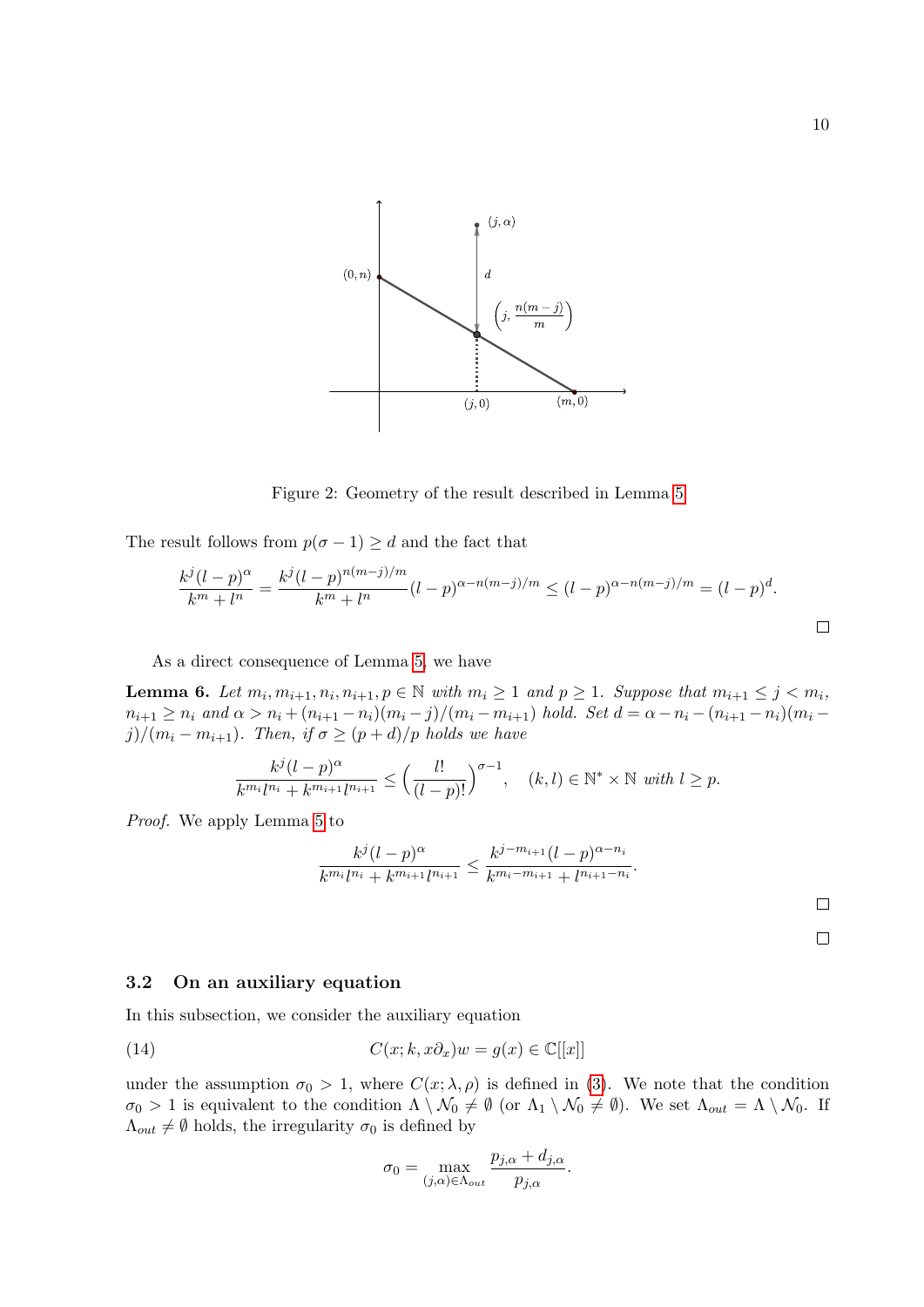Figure 2: Geometry of the result described in Lemma 5

The result follows from $p(\sigma - 1) \geq d$ and the fact that

$$\frac{k^j (l-p)^\alpha}{k^m + l^n} = \frac{k^j (l-p)^{n(m-j)/m}}{k^m + l^n} (l-p)^{\alpha - n(m-j)/m} \leq (l-p)^{\alpha - n(m-j)/m} = (l-p)^d.$$

□

As a direct consequence of Lemma 5, we have

**Lemma 6.** *Let $m_i, m_{i+1}, n_i, n_{i+1}, p \in \mathbb{N}$ with $m_i \geq 1$ and $p \geq 1$. Suppose that $m_{i+1} \leq j < m_i$, $n_{i+1} \geq n_i$ and $\alpha > n_i + (n_{i+1} - n_i)(m_i - j)/(m_i - m_{i+1})$ hold. Set $d = \alpha - n_i - (n_{i+1} - n_i)(m_i - j)/(m_i - m_{i+1})$. Then, if $\sigma \geq (p+d)/p$ holds we have*

$$\frac{k^j (l-p)^\alpha}{k^{m_i} l^{n_i} + k^{m_{i+1}} l^{n_{i+1}}} \leq \left( \frac{l!}{(l-p)!} \right)^{\sigma - 1}, \quad (k, l) \in \mathbb{N}^* \times \mathbb{N} \text{ with } l \geq p.$$

*Proof.* We apply Lemma 5 to

$$\frac{k^j (l-p)^\alpha}{k^{m_i} l^{n_i} + k^{m_{i+1}} l^{n_{i+1}}} \leq \frac{k^{j - m_{i+1}} (l-p)^{\alpha - n_i}}{k^{m_i - m_{i+1}} + l^{n_{i+1} - n_i}}.$$

□

□

### 3.2 On an auxiliary equation

In this subsection, we consider the auxiliary equation

$$C(x; k, x\partial_x) w = g(x) \in \mathbb{C}[[x]] \tag{14}$$

under the assumption $\sigma_0 > 1$, where $C(x; \lambda, \rho)$ is defined in (3). We note that the condition $\sigma_0 > 1$ is equivalent to the condition $\Lambda \setminus \mathcal{N}_0 \neq \emptyset$ (or $\Lambda_1 \setminus \mathcal{N}_0 \neq \emptyset$). We set $\Lambda_{out} = \Lambda \setminus \mathcal{N}_0$. If $\Lambda_{out} \neq \emptyset$ holds, the irregularity $\sigma_0$ is defined by

$$\sigma_0 = \max_{(j,\alpha) \in \Lambda_{out}} \frac{p_{j,\alpha} + d_{j,\alpha}}{p_{j,\alpha}}.$$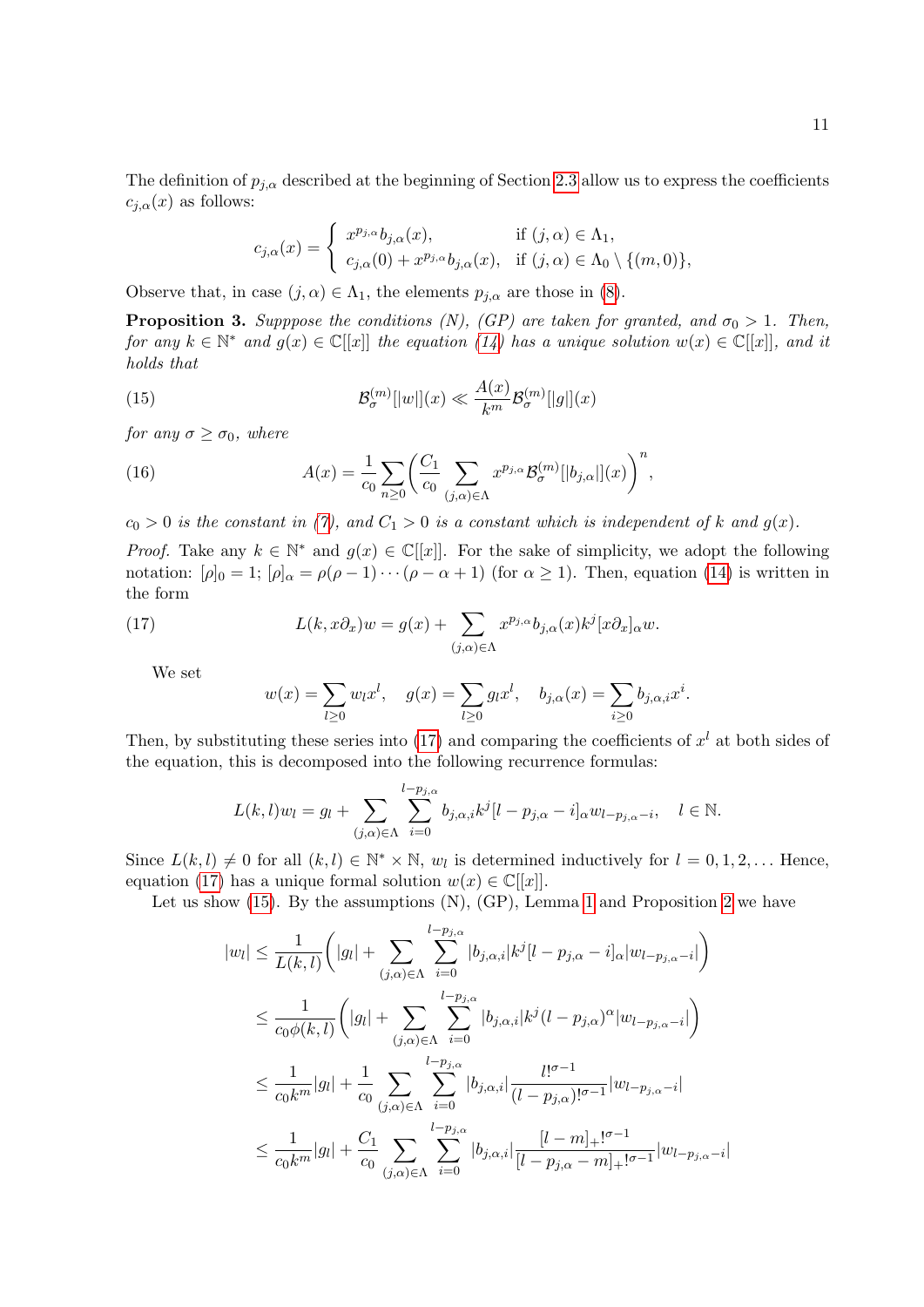The definition of $p_{j,\alpha}$ described at the beginning of Section 2.3 allow us to express the coefficients $c_{j,\alpha}(x)$ as follows:

$$
c_{j,\alpha}(x) = \begin{cases} x^{p_{j,\alpha}} b_{j,\alpha}(x), & \text{if } (j,\alpha) \in \Lambda_1, \\ c_{j,\alpha}(0) + x^{p_{j,\alpha}} b_{j,\alpha}(x), & \text{if } (j,\alpha) \in \Lambda_0 \setminus \{(m,0)\}, \end{cases}
$$

Observe that, in case $(j,\alpha) \in \Lambda_1$, the elements $p_{j,\alpha}$ are those in (8).

**Proposition 3.** *Supppose the conditions (N), (GP) are taken for granted, and $\sigma_0 > 1$. Then, for any $k \in \mathbb{N}^*$ and $g(x) \in \mathbb{C}[[x]]$ the equation (14) has a unique solution $w(x) \in \mathbb{C}[[x]]$, and it holds that*

$$
\mathcal{B}_\sigma^{(m)}[|w|](x) \ll \frac{A(x)}{k^m} \mathcal{B}_\sigma^{(m)}[|g|](x) \tag{15}
$$

*for any $\sigma \geq \sigma_0$, where*

$$
A(x) = \frac{1}{c_0} \sum_{n \geq 0} \left( \frac{C_1}{c_0} \sum_{(j,\alpha) \in \Lambda} x^{p_{j,\alpha}} \mathcal{B}_\sigma^{(m)}[|b_{j,\alpha}|](x) \right)^n, \tag{16}
$$

*$c_0 > 0$ is the constant in (7), and $C_1 > 0$ is a constant which is independent of $k$ and $g(x)$.*

*Proof.* Take any $k \in \mathbb{N}^*$ and $g(x) \in \mathbb{C}[[x]]$. For the sake of simplicity, we adopt the following notation: $[\rho]_0 = 1$; $[\rho]_\alpha = \rho(\rho-1)\cdots(\rho-\alpha+1)$ (for $\alpha \geq 1$). Then, equation (14) is written in the form

$$
L(k, x\partial_x) w = g(x) + \sum_{(j,\alpha) \in \Lambda} x^{p_{j,\alpha}} b_{j,\alpha}(x) k^j [x\partial_x]_\alpha w. \tag{17}
$$

We set

$$
w(x) = \sum_{l \geq 0} w_l x^l, \quad g(x) = \sum_{l \geq 0} g_l x^l, \quad b_{j,\alpha}(x) = \sum_{i \geq 0} b_{j,\alpha,i} x^i.
$$

Then, by substituting these series into (17) and comparing the coefficients of $x^l$ at both sides of the equation, this is decomposed into the following recurrence formulas:

$$
L(k,l) w_l = g_l + \sum_{(j,\alpha) \in \Lambda} \sum_{i=0}^{l-p_{j,\alpha}} b_{j,\alpha,i} k^j [l - p_{j,\alpha} - i]_\alpha w_{l-p_{j,\alpha}-i}, \quad l \in \mathbb{N}.
$$

Since $L(k,l) \neq 0$ for all $(k,l) \in \mathbb{N}^* \times \mathbb{N}$, $w_l$ is determined inductively for $l = 0, 1, 2, \ldots$ Hence, equation (17) has a unique formal solution $w(x) \in \mathbb{C}[[x]]$.

Let us show (15). By the assumptions (N), (GP), Lemma 1 and Proposition 2 we have

$$
\begin{aligned}
|w_l| &\leq \frac{1}{L(k,l)} \left( |g_l| + \sum_{(j,\alpha) \in \Lambda} \sum_{i=0}^{l-p_{j,\alpha}} |b_{j,\alpha,i}| k^j [l - p_{j,\alpha} - i]_\alpha |w_{l-p_{j,\alpha}-i}| \right) \\
&\leq \frac{1}{c_0 \phi(k,l)} \left( |g_l| + \sum_{(j,\alpha) \in \Lambda} \sum_{i=0}^{l-p_{j,\alpha}} |b_{j,\alpha,i}| k^j (l - p_{j,\alpha})^\alpha |w_{l-p_{j,\alpha}-i}| \right) \\
&\leq \frac{1}{c_0 k^m} |g_l| + \frac{1}{c_0} \sum_{(j,\alpha) \in \Lambda} \sum_{i=0}^{l-p_{j,\alpha}} |b_{j,\alpha,i}| \frac{l!^{\sigma-1}}{(l-p_{j,\alpha})!^{\sigma-1}} |w_{l-p_{j,\alpha}-i}| \\
&\leq \frac{1}{c_0 k^m} |g_l| + \frac{C_1}{c_0} \sum_{(j,\alpha) \in \Lambda} \sum_{i=0}^{l-p_{j,\alpha}} |b_{j,\alpha,i}| \frac{[l-m]_+!^{\sigma-1}}{[l - p_{j,\alpha} - m]_+!^{\sigma-1}} |w_{l-p_{j,\alpha}-i}|
\end{aligned}
$$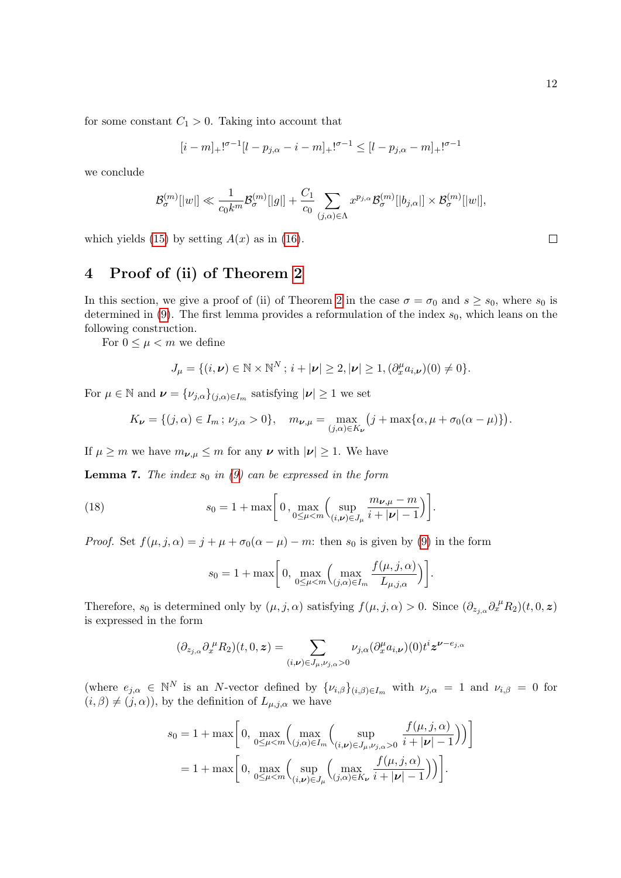for some constant $C_1 > 0$. Taking into account that

$$[i-m]_+!^{\sigma-1}[l-p_{j,\alpha}-i-m]_+!^{\sigma-1} \le [l-p_{j,\alpha}-m]_+!^{\sigma-1}$$

we conclude

$$\mathcal{B}_\sigma^{(m)}[|w|] \ll \frac{1}{c_0 k^m}\mathcal{B}_\sigma^{(m)}[|g|] + \frac{C_1}{c_0}\sum_{(j,\alpha)\in\Lambda} x^{p_{j,\alpha}}\mathcal{B}_\sigma^{(m)}[|b_{j,\alpha}|] \times \mathcal{B}_\sigma^{(m)}[|w|],$$

which yields (15) by setting $A(x)$ as in (16). □

# 4 Proof of (ii) of Theorem 2

In this section, we give a proof of (ii) of Theorem 2 in the case $\sigma = \sigma_0$ and $s \ge s_0$, where $s_0$ is determined in (9). The first lemma provides a reformulation of the index $s_0$, which leans on the following construction.

For $0 \le \mu < m$ we define

$$J_\mu = \{(i,\boldsymbol{\nu}) \in \mathbb{N}\times\mathbb{N}^N\,;\, i+|\boldsymbol{\nu}| \ge 2, |\boldsymbol{\nu}| \ge 1, (\partial_x^\mu a_{i,\boldsymbol{\nu}})(0) \neq 0\}.$$

For $\mu \in \mathbb{N}$ and $\boldsymbol{\nu} = \{\nu_{j,\alpha}\}_{(j,\alpha)\in I_m}$ satisfying $|\boldsymbol{\nu}| \ge 1$ we set

$$K_{\boldsymbol{\nu}} = \{(j,\alpha) \in I_m\,;\, \nu_{j,\alpha} > 0\}, \quad m_{\boldsymbol{\nu},\mu} = \max_{(j,\alpha)\in K_{\boldsymbol{\nu}}} \bigl(j + \max\{\alpha, \mu + \sigma_0(\alpha-\mu)\}\bigr).$$

If $\mu \ge m$ we have $m_{\boldsymbol{\nu},\mu} \le m$ for any $\boldsymbol{\nu}$ with $|\boldsymbol{\nu}| \ge 1$. We have

**Lemma 7.** *The index $s_0$ in (9) can be expressed in the form*

$$s_0 = 1 + \max\biggl[\,0\,,\, \max_{0\le\mu<m}\Bigl(\sup_{(i,\boldsymbol{\nu})\in J_\mu} \frac{m_{\boldsymbol{\nu},\mu} - m}{i+|\boldsymbol{\nu}|-1}\Bigr)\biggr]. \tag{18}$$

*Proof.* Set $f(\mu,j,\alpha) = j + \mu + \sigma_0(\alpha-\mu) - m$: then $s_0$ is given by (9) in the form

$$s_0 = 1 + \max\biggl[\,0,\, \max_{0\le\mu<m}\Bigl(\max_{(j,\alpha)\in I_m}\frac{f(\mu,j,\alpha)}{L_{\mu,j,\alpha}}\Bigr)\biggr].$$

Therefore, $s_0$ is determined only by $(\mu,j,\alpha)$ satisfying $f(\mu,j,\alpha) > 0$. Since $(\partial_{z_{j,\alpha}}\partial_x{}^\mu R_2)(t,0,\boldsymbol{z})$ is expressed in the form

$$(\partial_{z_{j,\alpha}}\partial_x{}^\mu R_2)(t,0,\boldsymbol{z}) = \sum_{(i,\boldsymbol{\nu})\in J_\mu, \nu_{j,\alpha}>0} \nu_{j,\alpha}(\partial_x^\mu a_{i,\boldsymbol{\nu}})(0)t^i \boldsymbol{z}^{\boldsymbol{\nu}-e_{j,\alpha}}$$

(where $e_{j,\alpha} \in \mathbb{N}^N$ is an $N$-vector defined by $\{\nu_{i,\beta}\}_{(i,\beta)\in I_m}$ with $\nu_{j,\alpha} = 1$ and $\nu_{i,\beta} = 0$ for $(i,\beta) \neq (j,\alpha)$), by the definition of $L_{\mu,j,\alpha}$ we have

$$\begin{aligned}
s_0 &= 1 + \max\biggl[\,0,\, \max_{0\le\mu<m}\Bigl(\max_{(j,\alpha)\in I_m}\Bigl(\sup_{(i,\boldsymbol{\nu})\in J_\mu,\nu_{j,\alpha}>0}\frac{f(\mu,j,\alpha)}{i+|\boldsymbol{\nu}|-1}\Bigr)\Bigr)\biggr] \\
&= 1 + \max\biggl[\,0,\, \max_{0\le\mu<m}\Bigl(\sup_{(i,\boldsymbol{\nu})\in J_\mu}\Bigl(\max_{(j,\alpha)\in K_{\boldsymbol{\nu}}}\frac{f(\mu,j,\alpha)}{i+|\boldsymbol{\nu}|-1}\Bigr)\Bigr)\biggr].
\end{aligned}$$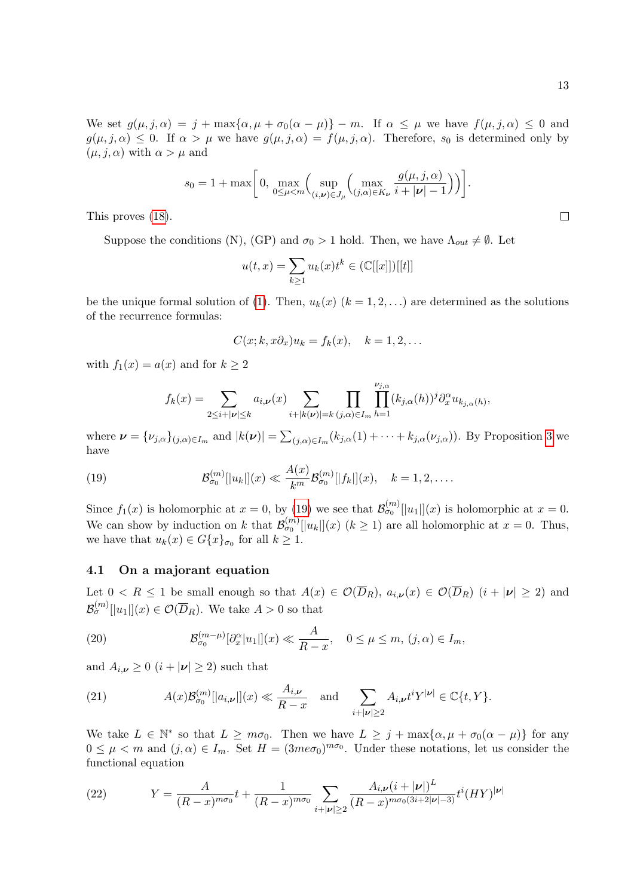We set $g(\mu, j, \alpha) = j + \max\{\alpha, \mu + \sigma_0(\alpha - \mu)\} - m$. If $\alpha \le \mu$ we have $f(\mu, j, \alpha) \le 0$ and $g(\mu, j, \alpha) \le 0$. If $\alpha > \mu$ we have $g(\mu, j, \alpha) = f(\mu, j, \alpha)$. Therefore, $s_0$ is determined only by $(\mu, j, \alpha)$ with $\alpha > \mu$ and

$$
s_0 = 1 + \max\Big[0, \max_{0 \le \mu < m}\Big(\sup_{(i,\boldsymbol{\nu}) \in J_\mu}\Big(\max_{(j,\alpha) \in K_{\boldsymbol{\nu}}} \frac{g(\mu, j, \alpha)}{i + |\boldsymbol{\nu}| - 1}\Big)\Big)\Big].
$$

This proves (18). □

Suppose the conditions (N), (GP) and $\sigma_0 > 1$ hold. Then, we have $\Lambda_{out} \neq \emptyset$. Let

$$
u(t,x) = \sum_{k \ge 1} u_k(x) t^k \in (\mathbb{C}[[x]])[[t]]
$$

be the unique formal solution of (1). Then, $u_k(x)$ $(k = 1, 2, \ldots)$ are determined as the solutions of the recurrence formulas:

$$
C(x; k, x\partial_x) u_k = f_k(x), \quad k = 1, 2, \ldots
$$

with $f_1(x) = a(x)$ and for $k \ge 2$

$$
f_k(x) = \sum_{2 \le i + |\boldsymbol{\nu}| \le k} a_{i,\boldsymbol{\nu}}(x) \sum_{i + |k(\boldsymbol{\nu})| = k} \prod_{(j,\alpha) \in I_m} \prod_{h=1}^{\nu_{j,\alpha}} (k_{j,\alpha}(h))^j \partial_x^\alpha u_{k_{j,\alpha}(h)},
$$

where $\boldsymbol{\nu} = \{\nu_{j,\alpha}\}_{(j,\alpha) \in I_m}$ and $|k(\boldsymbol{\nu})| = \sum_{(j,\alpha) \in I_m} (k_{j,\alpha}(1) + \cdots + k_{j,\alpha}(\nu_{j,\alpha}))$. By Proposition 3 we have

$$
\mathcal{B}^{(m)}_{\sigma_0}[|u_k|](x) \ll \frac{A(x)}{k^m} \mathcal{B}^{(m)}_{\sigma_0}[|f_k|](x), \quad k = 1, 2, \ldots. \tag{19}
$$

Since $f_1(x)$ is holomorphic at $x = 0$, by (19) we see that $\mathcal{B}^{(m)}_{\sigma_0}[|u_1|](x)$ is holomorphic at $x = 0$. We can show by induction on $k$ that $\mathcal{B}^{(m)}_{\sigma_0}[|u_k|](x)$ $(k \ge 1)$ are all holomorphic at $x = 0$. Thus, we have that $u_k(x) \in G\{x\}_{\sigma_0}$ for all $k \ge 1$.

### 4.1 On a majorant equation

Let $0 < R \le 1$ be small enough so that $A(x) \in \mathcal{O}(\overline{D}_R)$, $a_{i,\boldsymbol{\nu}}(x) \in \mathcal{O}(\overline{D}_R)$ $(i + |\boldsymbol{\nu}| \ge 2)$ and $\mathcal{B}^{(m)}_{\sigma}[|u_1|](x) \in \mathcal{O}(\overline{D}_R)$. We take $A > 0$ so that

$$
\mathcal{B}^{(m-\mu)}_{\sigma_0}[\partial_x^\alpha |u_1|](x) \ll \frac{A}{R - x}, \quad 0 \le \mu \le m, \ (j,\alpha) \in I_m, \tag{20}
$$

and $A_{i,\boldsymbol{\nu}} \ge 0$ $(i + |\boldsymbol{\nu}| \ge 2)$ such that

$$
A(x) \mathcal{B}^{(m)}_{\sigma_0}[|a_{i,\boldsymbol{\nu}}|](x) \ll \frac{A_{i,\boldsymbol{\nu}}}{R - x} \quad \text{and} \quad \sum_{i + |\boldsymbol{\nu}| \ge 2} A_{i,\boldsymbol{\nu}} t^i Y^{|\boldsymbol{\nu}|} \in \mathbb{C}\{t, Y\}. \tag{21}
$$

We take $L \in \mathbb{N}^*$ so that $L \ge m\sigma_0$. Then we have $L \ge j + \max\{\alpha, \mu + \sigma_0(\alpha - \mu)\}$ for any $0 \le \mu < m$ and $(j,\alpha) \in I_m$. Set $H = (3me\sigma_0)^{m\sigma_0}$. Under these notations, let us consider the functional equation

$$
Y = \frac{A}{(R - x)^{m\sigma_0}} t + \frac{1}{(R - x)^{m\sigma_0}} \sum_{i + |\boldsymbol{\nu}| \ge 2} \frac{A_{i,\boldsymbol{\nu}} (i + |\boldsymbol{\nu}|)^L}{(R - x)^{m\sigma_0(3i + 2|\boldsymbol{\nu}| - 3)}} t^i (HY)^{|\boldsymbol{\nu}|} \tag{22}
$$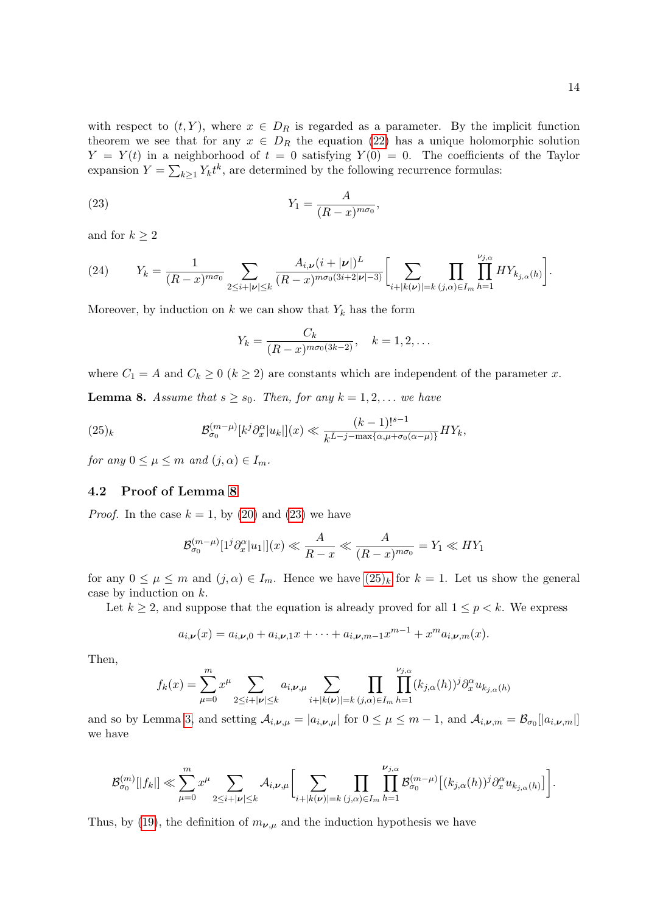with respect to $(t, Y)$, where $x \in D_R$ is regarded as a parameter. By the implicit function theorem we see that for any $x \in D_R$ the equation (22) has a unique holomorphic solution $Y = Y(t)$ in a neighborhood of $t = 0$ satisfying $Y(0) = 0$. The coefficients of the Taylor expansion $Y = \sum_{k \geq 1} Y_k t^k$, are determined by the following recurrence formulas:

$$Y_1 = \frac{A}{(R-x)^{m\sigma_0}}, \tag{23}$$

and for $k \geq 2$

$$Y_k = \frac{1}{(R-x)^{m\sigma_0}} \sum_{2 \leq i+|\boldsymbol{\nu}| \leq k} \frac{A_{i,\boldsymbol{\nu}}(i+|\boldsymbol{\nu}|)^L}{(R-x)^{m\sigma_0(3i+2|\boldsymbol{\nu}|-3)}} \Big[ \sum_{i+|k(\boldsymbol{\nu})|=k} \prod_{(j,\alpha) \in I_m} \prod_{h=1}^{\nu_{j,\alpha}} HY_{k_{j,\alpha}(h)} \Big]. \tag{24}$$

Moreover, by induction on $k$ we can show that $Y_k$ has the form

$$Y_k = \frac{C_k}{(R-x)^{m\sigma_0(3k-2)}}, \quad k = 1, 2, \dots$$

where $C_1 = A$ and $C_k \geq 0$ $(k \geq 2)$ are constants which are independent of the parameter $x$.

**Lemma 8.** *Assume that $s \geq s_0$. Then, for any $k = 1, 2, \dots$ we have*

$$\mathcal{B}_{\sigma_0}^{(m-\mu)}[k^j \partial_x^\alpha |u_k|](x) \ll \frac{(k-1)!^{s-1}}{k^{L-j-\max\{\alpha, \mu+\sigma_0(\alpha-\mu)\}}} HY_k, \tag{25$_k$}$$

*for any $0 \leq \mu \leq m$ and $(j, \alpha) \in I_m$.*

### 4.2 Proof of Lemma 8

*Proof.* In the case $k = 1$, by (20) and (23) we have

$$\mathcal{B}_{\sigma_0}^{(m-\mu)}[1^j \partial_x^\alpha |u_1|](x) \ll \frac{A}{R-x} \ll \frac{A}{(R-x)^{m\sigma_0}} = Y_1 \ll HY_1$$

for any $0 \leq \mu \leq m$ and $(j, \alpha) \in I_m$. Hence we have $(25)_k$ for $k = 1$. Let us show the general case by induction on $k$.

Let $k \geq 2$, and suppose that the equation is already proved for all $1 \leq p < k$. We express

$$a_{i,\boldsymbol{\nu}}(x) = a_{i,\boldsymbol{\nu},0} + a_{i,\boldsymbol{\nu},1}x + \cdots + a_{i,\boldsymbol{\nu},m-1}x^{m-1} + x^m a_{i,\boldsymbol{\nu},m}(x).$$

Then,

$$f_k(x) = \sum_{\mu=0}^m x^\mu \sum_{2 \leq i+|\boldsymbol{\nu}| \leq k} a_{i,\boldsymbol{\nu},\mu} \sum_{i+|k(\boldsymbol{\nu})|=k} \prod_{(j,\alpha) \in I_m} \prod_{h=1}^{\nu_{j,\alpha}} (k_{j,\alpha}(h))^j \partial_x^\alpha u_{k_{j,\alpha}(h)}$$

and so by Lemma 3, and setting $\mathcal{A}_{i,\boldsymbol{\nu},\mu} = |a_{i,\boldsymbol{\nu},\mu}|$ for $0 \leq \mu \leq m-1$, and $\mathcal{A}_{i,\boldsymbol{\nu},m} = \mathcal{B}_{\sigma_0}[|a_{i,\boldsymbol{\nu},m}|]$ we have

$$\mathcal{B}_{\sigma_0}^{(m)}[|f_k|] \ll \sum_{\mu=0}^m x^\mu \sum_{2 \leq i+|\boldsymbol{\nu}| \leq k} \mathcal{A}_{i,\boldsymbol{\nu},\mu} \Big[ \sum_{i+|k(\boldsymbol{\nu})|=k} \prod_{(j,\alpha) \in I_m} \prod_{h=1}^{\boldsymbol{\nu}_{j,\alpha}} \mathcal{B}_{\sigma_0}^{(m-\mu)} \big[ (k_{j,\alpha}(h))^j \partial_x^\alpha u_{k_{j,\alpha}(h)} \big] \Big].$$

Thus, by (19), the definition of $m_{\boldsymbol{\nu},\mu}$ and the induction hypothesis we have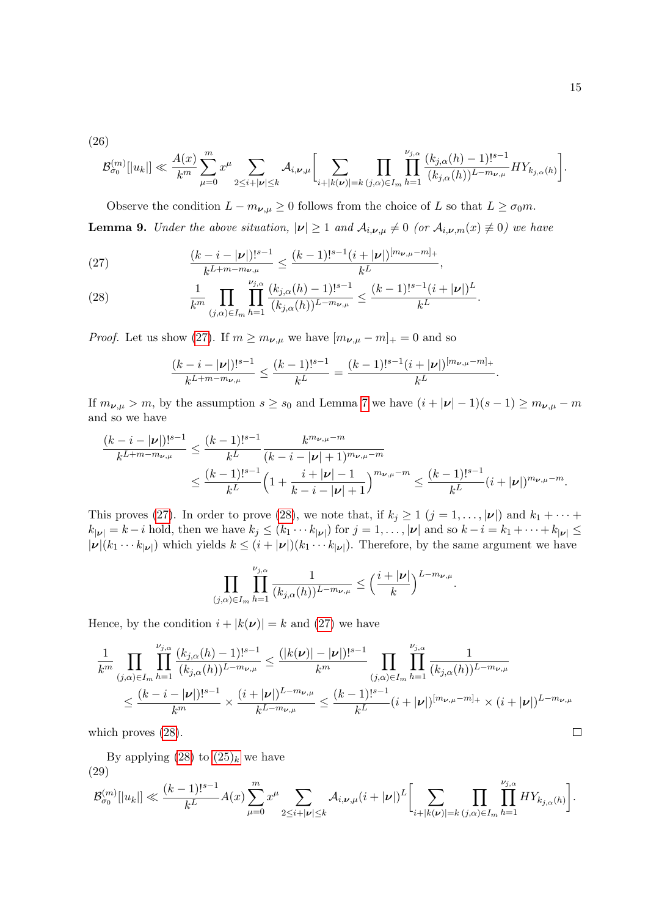(26)

$$\mathcal{B}^{(m)}_{\sigma_0}[|u_k|] \ll \frac{A(x)}{k^m}\sum_{\mu=0}^m x^\mu \sum_{2\le i+|\boldsymbol{\nu}|\le k} \mathcal{A}_{i,\boldsymbol{\nu},\mu}\Big[\sum_{i+|k(\boldsymbol{\nu})|=k}\prod_{(j,\alpha)\in I_m}\prod_{h=1}^{\nu_{j,\alpha}} \frac{(k_{j,\alpha}(h)-1)!^{s-1}}{(k_{j,\alpha}(h))^{L-m_{\boldsymbol{\nu},\mu}}} HY_{k_{j,\alpha}(h)}\Big].$$

Observe the condition $L-m_{\boldsymbol{\nu},\mu}\ge 0$ follows from the choice of $L$ so that $L\ge \sigma_0 m$.

**Lemma 9.** *Under the above situation, $|\boldsymbol{\nu}|\ge 1$ and $\mathcal{A}_{i,\boldsymbol{\nu},\mu}\neq 0$ (or $\mathcal{A}_{i,\boldsymbol{\nu},m}(x)\not\equiv 0$) we have*

$$\frac{(k-i-|\boldsymbol{\nu}|)!^{s-1}}{k^{L+m-m_{\boldsymbol{\nu},\mu}}} \le \frac{(k-1)!^{s-1}(i+|\boldsymbol{\nu}|)^{[m_{\boldsymbol{\nu},\mu}-m]_+}}{k^L}, \tag{27}$$

$$\frac{1}{k^m}\prod_{(j,\alpha)\in I_m}\prod_{h=1}^{\nu_{j,\alpha}} \frac{(k_{j,\alpha}(h)-1)!^{s-1}}{(k_{j,\alpha}(h))^{L-m_{\boldsymbol{\nu},\mu}}} \le \frac{(k-1)!^{s-1}(i+|\boldsymbol{\nu}|)^L}{k^L}. \tag{28}$$

*Proof.* Let us show (27). If $m\ge m_{\boldsymbol{\nu},\mu}$ we have $[m_{\boldsymbol{\nu},\mu}-m]_+=0$ and so

$$\frac{(k-i-|\boldsymbol{\nu}|)!^{s-1}}{k^{L+m-m_{\boldsymbol{\nu},\mu}}} \le \frac{(k-1)!^{s-1}}{k^L} = \frac{(k-1)!^{s-1}(i+|\boldsymbol{\nu}|)^{[m_{\boldsymbol{\nu},\mu}-m]_+}}{k^L}.$$

If $m_{\boldsymbol{\nu},\mu}>m$, by the assumption $s\ge s_0$ and Lemma 7 we have $(i+|\boldsymbol{\nu}|-1)(s-1)\ge m_{\boldsymbol{\nu},\mu}-m$ and so we have

$$\begin{aligned}\frac{(k-i-|\boldsymbol{\nu}|)!^{s-1}}{k^{L+m-m_{\boldsymbol{\nu},\mu}}} &\le \frac{(k-1)!^{s-1}}{k^L}\frac{k^{m_{\boldsymbol{\nu},\mu}-m}}{(k-i-|\boldsymbol{\nu}|+1)^{m_{\boldsymbol{\nu},\mu}-m}}\\ &\le \frac{(k-1)!^{s-1}}{k^L}\Big(1+\frac{i+|\boldsymbol{\nu}|-1}{k-i-|\boldsymbol{\nu}|+1}\Big)^{m_{\boldsymbol{\nu},\mu}-m} \le \frac{(k-1)!^{s-1}}{k^L}(i+|\boldsymbol{\nu}|)^{m_{\boldsymbol{\nu},\mu}-m}.\end{aligned}$$

This proves (27). In order to prove (28), we note that, if $k_j\ge 1$ $(j=1,\ldots,|\boldsymbol{\nu}|)$ and $k_1+\cdots+k_{|\boldsymbol{\nu}|}=k-i$ hold, then we have $k_j\le (k_1\cdots k_{|\boldsymbol{\nu}|})$ for $j=1,\ldots,|\boldsymbol{\nu}|$ and so $k-i=k_1+\cdots+k_{|\boldsymbol{\nu}|}\le |\boldsymbol{\nu}|(k_1\cdots k_{|\boldsymbol{\nu}|})$ which yields $k\le (i+|\boldsymbol{\nu}|)(k_1\cdots k_{|\boldsymbol{\nu}|})$. Therefore, by the same argument we have

$$\prod_{(j,\alpha)\in I_m}\prod_{h=1}^{\nu_{j,\alpha}}\frac{1}{(k_{j,\alpha}(h))^{L-m_{\boldsymbol{\nu},\mu}}} \le \Big(\frac{i+|\boldsymbol{\nu}|}{k}\Big)^{L-m_{\boldsymbol{\nu},\mu}}.$$

Hence, by the condition $i+|k(\boldsymbol{\nu})|=k$ and (27) we have

$$\begin{aligned}\frac{1}{k^m}\prod_{(j,\alpha)\in I_m}\prod_{h=1}^{\nu_{j,\alpha}}\frac{(k_{j,\alpha}(h)-1)!^{s-1}}{(k_{j,\alpha}(h))^{L-m_{\boldsymbol{\nu},\mu}}} &\le \frac{(|k(\boldsymbol{\nu})|-|\boldsymbol{\nu}|)!^{s-1}}{k^m}\prod_{(j,\alpha)\in I_m}\prod_{h=1}^{\nu_{j,\alpha}}\frac{1}{(k_{j,\alpha}(h))^{L-m_{\boldsymbol{\nu},\mu}}}\\ &\le \frac{(k-i-|\boldsymbol{\nu}|)!^{s-1}}{k^m}\times\frac{(i+|\boldsymbol{\nu}|)^{L-m_{\boldsymbol{\nu},\mu}}}{k^{L-m_{\boldsymbol{\nu},\mu}}} \le \frac{(k-1)!^{s-1}}{k^L}(i+|\boldsymbol{\nu}|)^{[m_{\boldsymbol{\nu},\mu}-m]_+}\times(i+|\boldsymbol{\nu}|)^{L-m_{\boldsymbol{\nu},\mu}}\end{aligned}$$

which proves (28). $\square$

By applying (28) to $(25)_k$ we have

(29)

$$\mathcal{B}^{(m)}_{\sigma_0}[|u_k|] \ll \frac{(k-1)!^{s-1}}{k^L}A(x)\sum_{\mu=0}^m x^\mu\sum_{2\le i+|\boldsymbol{\nu}|\le k}\mathcal{A}_{i,\boldsymbol{\nu},\mu}(i+|\boldsymbol{\nu}|)^L\Big[\sum_{i+|k(\boldsymbol{\nu})|=k}\prod_{(j,\alpha)\in I_m}\prod_{h=1}^{\nu_{j,\alpha}}HY_{k_{j,\alpha}(h)}\Big].$$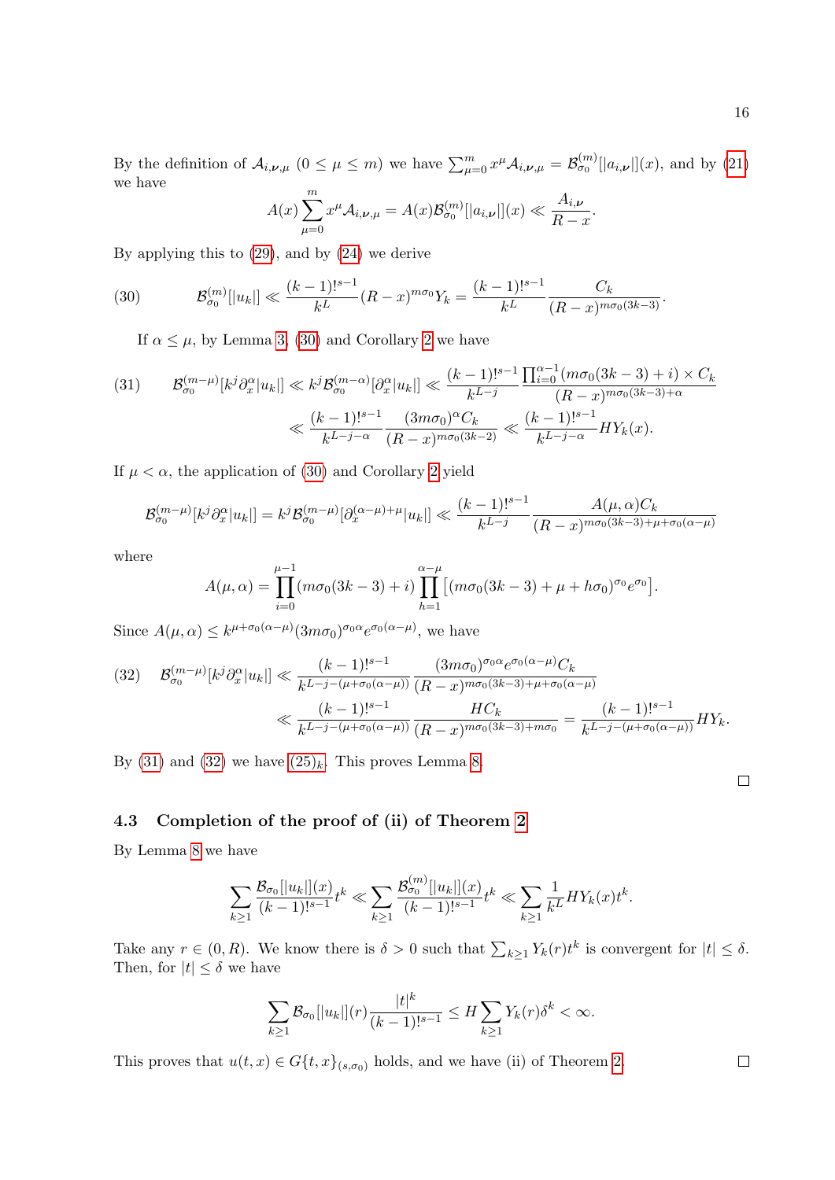By the definition of $\mathcal{A}_{i,\boldsymbol{\nu},\mu}$ $(0 \le \mu \le m)$ we have $\sum_{\mu=0}^{m} x^{\mu}\mathcal{A}_{i,\boldsymbol{\nu},\mu} = \mathcal{B}_{\sigma_0}^{(m)}[|a_{i,\boldsymbol{\nu}}|](x)$, and by (21) we have

$$A(x)\sum_{\mu=0}^{m} x^{\mu}\mathcal{A}_{i,\boldsymbol{\nu},\mu} = A(x)\mathcal{B}_{\sigma_0}^{(m)}[|a_{i,\boldsymbol{\nu}}|](x) \ll \frac{A_{i,\boldsymbol{\nu}}}{R-x}.$$

By applying this to (29), and by (24) we derive

$$\mathcal{B}_{\sigma_0}^{(m)}[|u_k|] \ll \frac{(k-1)!^{s-1}}{k^L}(R-x)^{m\sigma_0}Y_k = \frac{(k-1)!^{s-1}}{k^L}\frac{C_k}{(R-x)^{m\sigma_0(3k-3)}}. \tag{30}$$

If $\alpha \le \mu$, by Lemma 3, (30) and Corollary 2 we have

$$\begin{aligned}
\mathcal{B}_{\sigma_0}^{(m-\mu)}[k^j\partial_x^{\alpha}|u_k|] &\ll k^j\mathcal{B}_{\sigma_0}^{(m-\alpha)}[\partial_x^{\alpha}|u_k|] \ll \frac{(k-1)!^{s-1}}{k^{L-j}}\frac{\prod_{i=0}^{\alpha-1}(m\sigma_0(3k-3)+i)\times C_k}{(R-x)^{m\sigma_0(3k-3)+\alpha}} \\
&\ll \frac{(k-1)!^{s-1}}{k^{L-j-\alpha}}\frac{(3m\sigma_0)^{\alpha}C_k}{(R-x)^{m\sigma_0(3k-2)}} \ll \frac{(k-1)!^{s-1}}{k^{L-j-\alpha}}HY_k(x).
\end{aligned} \tag{31}$$

If $\mu < \alpha$, the application of (30) and Corollary 2 yield

$$\mathcal{B}_{\sigma_0}^{(m-\mu)}[k^j\partial_x^{\alpha}|u_k|] = k^j\mathcal{B}_{\sigma_0}^{(m-\mu)}[\partial_x^{(\alpha-\mu)+\mu}|u_k|] \ll \frac{(k-1)!^{s-1}}{k^{L-j}}\frac{A(\mu,\alpha)C_k}{(R-x)^{m\sigma_0(3k-3)+\mu+\sigma_0(\alpha-\mu)}}$$

where

$$A(\mu,\alpha) = \prod_{i=0}^{\mu-1}(m\sigma_0(3k-3)+i)\prod_{h=1}^{\alpha-\mu}\left[(m\sigma_0(3k-3)+\mu+h\sigma_0)^{\sigma_0}e^{\sigma_0}\right].$$

Since $A(\mu,\alpha) \le k^{\mu+\sigma_0(\alpha-\mu)}(3m\sigma_0)^{\sigma_0\alpha}e^{\sigma_0(\alpha-\mu)}$, we have

$$\begin{aligned}
\mathcal{B}_{\sigma_0}^{(m-\mu)}[k^j\partial_x^{\alpha}|u_k|] &\ll \frac{(k-1)!^{s-1}}{k^{L-j-(\mu+\sigma_0(\alpha-\mu))}}\frac{(3m\sigma_0)^{\sigma_0\alpha}e^{\sigma_0(\alpha-\mu)}C_k}{(R-x)^{m\sigma_0(3k-3)+\mu+\sigma_0(\alpha-\mu)}} \\
&\ll \frac{(k-1)!^{s-1}}{k^{L-j-(\mu+\sigma_0(\alpha-\mu))}}\frac{HC_k}{(R-x)^{m\sigma_0(3k-3)+m\sigma_0}} = \frac{(k-1)!^{s-1}}{k^{L-j-(\mu+\sigma_0(\alpha-\mu))}}HY_k.
\end{aligned} \tag{32}$$

By (31) and (32) we have $(25)_k$. This proves Lemma 8.

□

### 4.3 Completion of the proof of (ii) of Theorem 2

By Lemma 8 we have

$$\sum_{k\ge1}\frac{\mathcal{B}_{\sigma_0}[|u_k|](x)}{(k-1)!^{s-1}}t^k \ll \sum_{k\ge1}\frac{\mathcal{B}_{\sigma_0}^{(m)}[|u_k|](x)}{(k-1)!^{s-1}}t^k \ll \sum_{k\ge1}\frac{1}{k^L}HY_k(x)t^k.$$

Take any $r \in (0,R)$. We know there is $\delta > 0$ such that $\sum_{k\ge1}Y_k(r)t^k$ is convergent for $|t| \le \delta$. Then, for $|t| \le \delta$ we have

$$\sum_{k\ge1}\mathcal{B}_{\sigma_0}[|u_k|](r)\frac{|t|^k}{(k-1)!^{s-1}} \le H\sum_{k\ge1}Y_k(r)\delta^k < \infty.$$

This proves that $u(t,x) \in G\{t,x\}_{(s,\sigma_0)}$ holds, and we have (ii) of Theorem 2.

□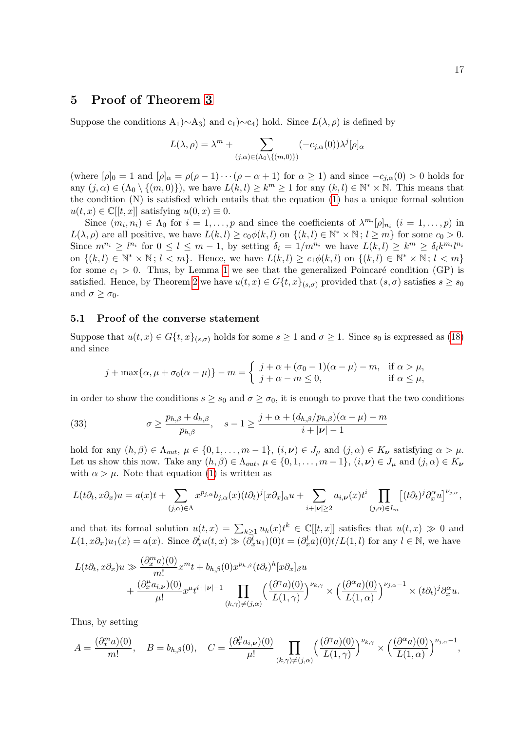## 5 Proof of Theorem 3

Suppose the conditions A$_1$)$\sim$A$_3$) and c$_1$)$\sim$c$_4$) hold. Since $L(\lambda,\rho)$ is defined by

$$L(\lambda,\rho)=\lambda^m+\sum_{(j,\alpha)\in(\Lambda_0\setminus\{(m,0)\})}(-c_{j,\alpha}(0))\lambda^j[\rho]_\alpha$$

(where $[\rho]_0=1$ and $[\rho]_\alpha=\rho(\rho-1)\cdots(\rho-\alpha+1)$ for $\alpha\ge 1$) and since $-c_{j,\alpha}(0)>0$ holds for any $(j,\alpha)\in(\Lambda_0\setminus\{(m,0)\})$, we have $L(k,l)\ge k^m\ge 1$ for any $(k,l)\in\mathbb{N}^*\times\mathbb{N}$. This means that the condition (N) is satisfied which entails that the equation (1) has a unique formal solution $u(t,x)\in\mathbb{C}[[t,x]]$ satisfying $u(0,x)\equiv 0$.

Since $(m_i,n_i)\in\Lambda_0$ for $i=1,\ldots,p$ and since the coefficients of $\lambda^{m_i}[\rho]_{n_i}$ $(i=1,\ldots,p)$ in $L(\lambda,\rho)$ are all positive, we have $L(k,l)\ge c_0\phi(k,l)$ on $\{(k,l)\in\mathbb{N}^*\times\mathbb{N}\,;\,l\ge m\}$ for some $c_0>0$. Since $m^{n_i}\ge l^{n_i}$ for $0\le l\le m-1$, by setting $\delta_i=1/m^{n_i}$ we have $L(k,l)\ge k^m\ge\delta_i k^{m_i}l^{n_i}$ on $\{(k,l)\in\mathbb{N}^*\times\mathbb{N}\,;\,l<m\}$. Hence, we have $L(k,l)\ge c_1\phi(k,l)$ on $\{(k,l)\in\mathbb{N}^*\times\mathbb{N}\,;\,l<m\}$ for some $c_1>0$. Thus, by Lemma 1 we see that the generalized Poincaré condition (GP) is satisfied. Hence, by Theorem 2 we have $u(t,x)\in G\{t,x\}_{(s,\sigma)}$ provided that $(s,\sigma)$ satisfies $s\ge s_0$ and $\sigma\ge\sigma_0$.

### 5.1 Proof of the converse statement

Suppose that $u(t,x)\in G\{t,x\}_{(s,\sigma)}$ holds for some $s\ge 1$ and $\sigma\ge 1$. Since $s_0$ is expressed as (18) and since

$$j+\max\{\alpha,\mu+\sigma_0(\alpha-\mu)\}-m=\begin{cases} j+\alpha+(\sigma_0-1)(\alpha-\mu)-m, & \text{if } \alpha>\mu,\\ j+\alpha-m\le 0, & \text{if } \alpha\le\mu,\end{cases}$$

in order to show the conditions $s\ge s_0$ and $\sigma\ge\sigma_0$, it is enough to prove that the two conditions

$$\text{(33)}\qquad \sigma\ge\frac{p_{h,\beta}+d_{h,\beta}}{p_{h,\beta}},\quad s-1\ge\frac{j+\alpha+(d_{h,\beta}/p_{h,\beta})(\alpha-\mu)-m}{i+|\boldsymbol{\nu}|-1}$$

hold for any $(h,\beta)\in\Lambda_{out}$, $\mu\in\{0,1,\ldots,m-1\}$, $(i,\boldsymbol{\nu})\in J_\mu$ and $(j,\alpha)\in K_{\boldsymbol{\nu}}$ satisfying $\alpha>\mu$. Let us show this now. Take any $(h,\beta)\in\Lambda_{out}$, $\mu\in\{0,1,\ldots,m-1\}$, $(i,\boldsymbol{\nu})\in J_\mu$ and $(j,\alpha)\in K_{\boldsymbol{\nu}}$ with $\alpha>\mu$. Note that equation (1) is written as

$$L(t\partial_t,x\partial_x)u=a(x)t+\sum_{(j,\alpha)\in\Lambda}x^{p_{j,\alpha}}b_{j,\alpha}(x)(t\partial_t)^j[x\partial_x]_\alpha u+\sum_{i+|\boldsymbol{\nu}|\ge 2}a_{i,\boldsymbol{\nu}}(x)t^i\prod_{(j,\alpha)\in I_m}\left[(t\partial_t)^j\partial_x^\alpha u\right]^{\nu_{j,\alpha}},$$

and that its formal solution $u(t,x)=\sum_{k\ge 1}u_k(x)t^k\in\mathbb{C}[[t,x]]$ satisfies that $u(t,x)\gg 0$ and $L(1,x\partial_x)u_1(x)=a(x)$. Since $\partial_x^l u(t,x)\gg(\partial_x^l u_1)(0)t=(\partial_x^l a)(0)t/L(1,l)$ for any $l\in\mathbb{N}$, we have

$$\begin{aligned} L(t\partial_t,x\partial_x)u\gg{}&\frac{(\partial_x^m a)(0)}{m!}x^m t+b_{h,\beta}(0)x^{p_{h,\beta}}(t\partial_t)^h[x\partial_x]_\beta u\\ &+\frac{(\partial_x^\mu a_{i,\boldsymbol{\nu}})(0)}{\mu!}x^\mu t^{i+|\boldsymbol{\nu}|-1}\prod_{(k,\gamma)\neq(j,\alpha)}\Big(\frac{(\partial^\gamma a)(0)}{L(1,\gamma)}\Big)^{\nu_{k,\gamma}}\times\Big(\frac{(\partial^\alpha a)(0)}{L(1,\alpha)}\Big)^{\nu_{j,\alpha}-1}\times(t\partial_t)^j\partial_x^\alpha u.\end{aligned}$$

Thus, by setting

$$A=\frac{(\partial_x^m a)(0)}{m!},\quad B=b_{h,\beta}(0),\quad C=\frac{(\partial_x^\mu a_{i,\boldsymbol{\nu}})(0)}{\mu!}\prod_{(k,\gamma)\neq(j,\alpha)}\Big(\frac{(\partial^\gamma a)(0)}{L(1,\gamma)}\Big)^{\nu_{k,\gamma}}\times\Big(\frac{(\partial^\alpha a)(0)}{L(1,\alpha)}\Big)^{\nu_{j,\alpha}-1},$$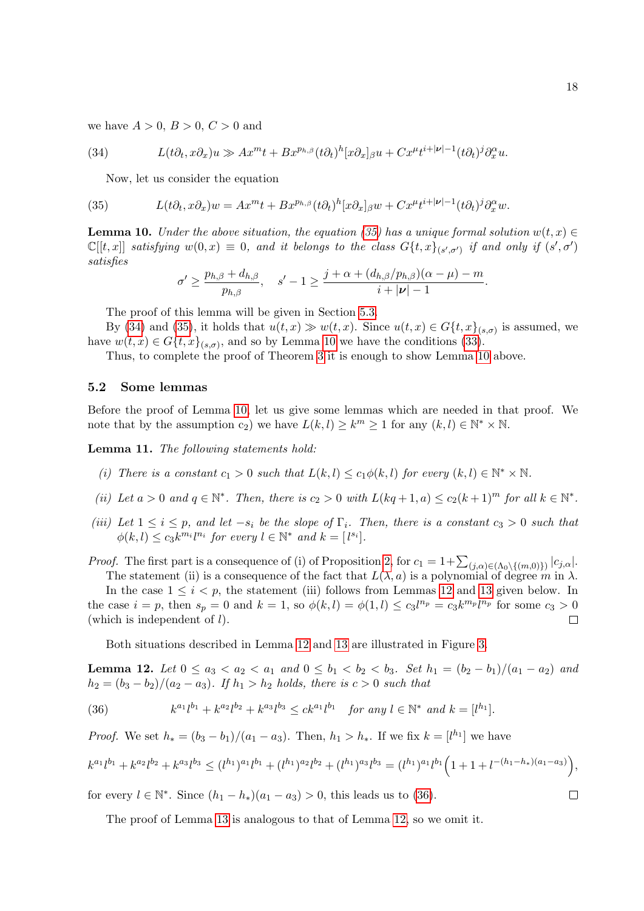we have $A > 0$, $B > 0$, $C > 0$ and

$$L(t\partial_t, x\partial_x)u \gg Ax^m t + Bx^{p_{h,\beta}}(t\partial_t)^h[x\partial_x]_\beta u + Cx^\mu t^{i+|\boldsymbol{\nu}|-1}(t\partial_t)^j\partial_x^\alpha u. \tag{34}$$

Now, let us consider the equation

$$L(t\partial_t, x\partial_x)w = Ax^m t + Bx^{p_{h,\beta}}(t\partial_t)^h[x\partial_x]_\beta w + Cx^\mu t^{i+|\boldsymbol{\nu}|-1}(t\partial_t)^j\partial_x^\alpha w. \tag{35}$$

**Lemma 10.** *Under the above situation, the equation (35) has a unique formal solution $w(t,x) \in \mathbb{C}[[t,x]]$ satisfying $w(0,x) \equiv 0$, and it belongs to the class $G\{t,x\}_{(s',\sigma')}$ if and only if $(s',\sigma')$ satisfies*

$$\sigma' \geq \frac{p_{h,\beta}+d_{h,\beta}}{p_{h,\beta}}, \quad s'-1 \geq \frac{j+\alpha+(d_{h,\beta}/p_{h,\beta})(\alpha-\mu)-m}{i+|\boldsymbol{\nu}|-1}.$$

The proof of this lemma will be given in Section 5.3.

By (34) and (35), it holds that $u(t,x) \gg w(t,x)$. Since $u(t,x) \in G\{t,x\}_{(s,\sigma)}$ is assumed, we have $w(t,x) \in G\{t,x\}_{(s,\sigma)}$, and so by Lemma 10 we have the conditions (33).

Thus, to complete the proof of Theorem 3 it is enough to show Lemma 10 above.

### 5.2 Some lemmas

Before the proof of Lemma 10, let us give some lemmas which are needed in that proof. We note that by the assumption c$_2$) we have $L(k,l) \geq k^m \geq 1$ for any $(k,l) \in \mathbb{N}^* \times \mathbb{N}$.

**Lemma 11.** *The following statements hold:*

*(i) There is a constant $c_1 > 0$ such that $L(k,l) \leq c_1\phi(k,l)$ for every $(k,l) \in \mathbb{N}^* \times \mathbb{N}$.*

*(ii) Let $a > 0$ and $q \in \mathbb{N}^*$. Then, there is $c_2 > 0$ with $L(kq+1,a) \leq c_2(k+1)^m$ for all $k \in \mathbb{N}^*$.*

*(iii) Let $1 \leq i \leq p$, and let $-s_i$ be the slope of $\Gamma_i$. Then, there is a constant $c_3 > 0$ such that $\phi(k,l) \leq c_3 k^{m_i} l^{n_i}$ for every $l \in \mathbb{N}^*$ and $k = [l^{s_i}]$.*

*Proof.* The first part is a consequence of (i) of Proposition 2, for $c_1 = 1+\sum_{(j,\alpha)\in(\Lambda_0\setminus\{(m,0)\})}|c_{j,\alpha}|$.

The statement (ii) is a consequence of the fact that $L(\lambda,a)$ is a polynomial of degree $m$ in $\lambda$.

In the case $1 \leq i < p$, the statement (iii) follows from Lemmas 12 and 13 given below. In the case $i = p$, then $s_p = 0$ and $k = 1$, so $\phi(k,l) = \phi(1,l) \leq c_3 l^{n_p} = c_3 k^{m_p} l^{n_p}$ for some $c_3 > 0$ (which is independent of $l$). □

Both situations described in Lemma 12 and 13 are illustrated in Figure 3.

**Lemma 12.** *Let $0 \leq a_3 < a_2 < a_1$ and $0 \leq b_1 < b_2 < b_3$. Set $h_1 = (b_2-b_1)/(a_1-a_2)$ and $h_2 = (b_3-b_2)/(a_2-a_3)$. If $h_1 > h_2$ holds, there is $c > 0$ such that*

$$k^{a_1}l^{b_1} + k^{a_2}l^{b_2} + k^{a_3}l^{b_3} \leq ck^{a_1}l^{b_1} \quad \text{for any } l \in \mathbb{N}^* \text{ and } k = [l^{h_1}]. \tag{36}$$

*Proof.* We set $h_* = (b_3-b_1)/(a_1-a_3)$. Then, $h_1 > h_*$. If we fix $k = [l^{h_1}]$ we have

$$k^{a_1}l^{b_1} + k^{a_2}l^{b_2} + k^{a_3}l^{b_3} \leq (l^{h_1})^{a_1}l^{b_1} + (l^{h_1})^{a_2}l^{b_2} + (l^{h_1})^{a_3}l^{b_3} = (l^{h_1})^{a_1}l^{b_1}\Big(1+1+l^{-(h_1-h_*)(a_1-a_3)}\Big),$$

for every $l \in \mathbb{N}^*$. Since $(h_1-h_*)(a_1-a_3) > 0$, this leads us to (36). □

The proof of Lemma 13 is analogous to that of Lemma 12, so we omit it.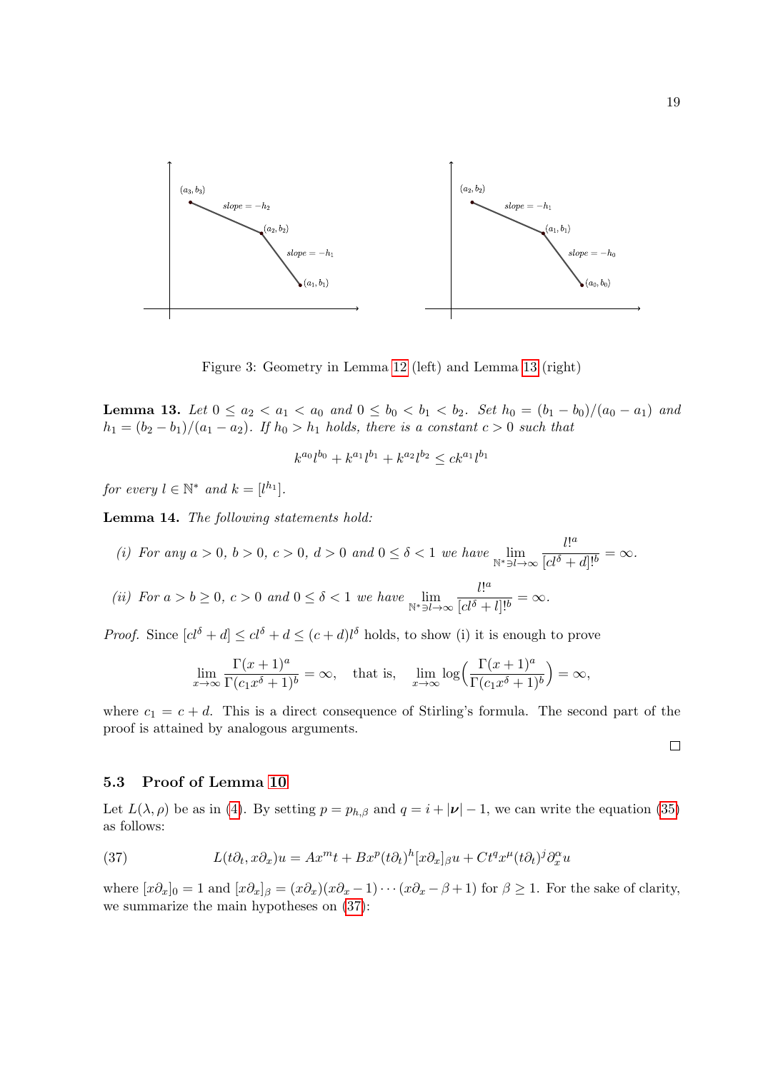Figure 3: Geometry in Lemma 12 (left) and Lemma 13 (right)

**Lemma 13.** *Let $0 \le a_2 < a_1 < a_0$ and $0 \le b_0 < b_1 < b_2$. Set $h_0 = (b_1 - b_0)/(a_0 - a_1)$ and $h_1 = (b_2 - b_1)/(a_1 - a_2)$. If $h_0 > h_1$ holds, there is a constant $c > 0$ such that*

$$k^{a_0} l^{b_0} + k^{a_1} l^{b_1} + k^{a_2} l^{b_2} \le c k^{a_1} l^{b_1}$$

*for every $l \in \mathbb{N}^*$ and $k = [l^{h_1}]$.*

**Lemma 14.** *The following statements hold:*

*(i) For any $a > 0$, $b > 0$, $c > 0$, $d > 0$ and $0 \le \delta < 1$ we have $\displaystyle\lim_{\mathbb{N}^* \ni l \to \infty} \frac{l!^a}{[cl^\delta + d]!^b} = \infty$.*

*(ii) For $a > b \ge 0$, $c > 0$ and $0 \le \delta < 1$ we have $\displaystyle\lim_{\mathbb{N}^* \ni l \to \infty} \frac{l!^a}{[cl^\delta + l]!^b} = \infty$.*

*Proof.* Since $[cl^\delta + d] \le cl^\delta + d \le (c + d)l^\delta$ holds, to show (i) it is enough to prove

$$\lim_{x \to \infty} \frac{\Gamma(x+1)^a}{\Gamma(c_1 x^\delta + 1)^b} = \infty, \quad \text{that is,} \quad \lim_{x \to \infty} \log\Big(\frac{\Gamma(x+1)^a}{\Gamma(c_1 x^\delta + 1)^b}\Big) = \infty,$$

where $c_1 = c + d$. This is a direct consequence of Stirling's formula. The second part of the proof is attained by analogous arguments. □

### 5.3 Proof of Lemma 10

Let $L(\lambda, \rho)$ be as in (4). By setting $p = p_{h,\beta}$ and $q = i + |\boldsymbol{\nu}| - 1$, we can write the equation (35) as follows:

$$L(t\partial_t, x\partial_x)u = Ax^m t + Bx^p (t\partial_t)^h [x\partial_x]_\beta u + Ct^q x^\mu (t\partial_t)^j \partial_x^\alpha u \tag{37}$$

where $[x\partial_x]_0 = 1$ and $[x\partial_x]_\beta = (x\partial_x)(x\partial_x - 1) \cdots (x\partial_x - \beta + 1)$ for $\beta \ge 1$. For the sake of clarity, we summarize the main hypotheses on (37):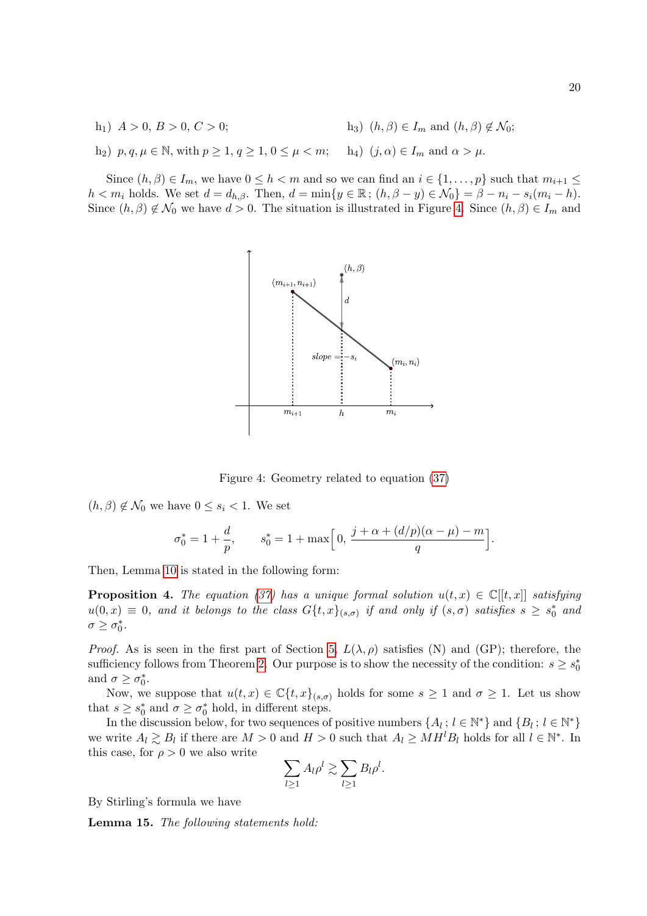h$_1$) $A > 0$, $B > 0$, $C > 0$;

h$_2$) $p, q, \mu \in \mathbb{N}$, with $p \geq 1$, $q \geq 1$, $0 \leq \mu < m$;

h$_3$) $(h, \beta) \in I_m$ and $(h, \beta) \notin \mathcal{N}_0$;

h$_4$) $(j, \alpha) \in I_m$ and $\alpha > \mu$.

Since $(h, \beta) \in I_m$, we have $0 \leq h < m$ and so we can find an $i \in \{1, \ldots, p\}$ such that $m_{i+1} \leq h < m_i$ holds. We set $d = d_{h,\beta}$. Then, $d = \min\{y \in \mathbb{R}\,;\, (h, \beta - y) \in \mathcal{N}_0\} = \beta - n_i - s_i(m_i - h)$. Since $(h, \beta) \notin \mathcal{N}_0$ we have $d > 0$. The situation is illustrated in Figure 4. Since $(h, \beta) \in I_m$ and $(h, \beta) \notin \mathcal{N}_0$ we have $0 \leq s_i < 1$. We set

Figure 4: Geometry related to equation (37)

$$\sigma_0^* = 1 + \frac{d}{p}, \qquad s_0^* = 1 + \max\Big[\, 0,\ \frac{j + \alpha + (d/p)(\alpha - \mu) - m}{q}\Big].$$

Then, Lemma 10 is stated in the following form:

**Proposition 4.** *The equation (37) has a unique formal solution $u(t, x) \in \mathbb{C}[[t, x]]$ satisfying $u(0, x) \equiv 0$, and it belongs to the class $G\{t, x\}_{(s,\sigma)}$ if and only if $(s, \sigma)$ satisfies $s \geq s_0^*$ and $\sigma \geq \sigma_0^*$.*

*Proof.* As is seen in the first part of Section 5, $L(\lambda, \rho)$ satisfies (N) and (GP); therefore, the sufficiency follows from Theorem 2. Our purpose is to show the necessity of the condition: $s \geq s_0^*$ and $\sigma \geq \sigma_0^*$.

Now, we suppose that $u(t, x) \in \mathbb{C}\{t, x\}_{(s,\sigma)}$ holds for some $s \geq 1$ and $\sigma \geq 1$. Let us show that $s \geq s_0^*$ and $\sigma \geq \sigma_0^*$ hold, in different steps.

In the discussion below, for two sequences of positive numbers $\{A_l\,;\, l \in \mathbb{N}^*\}$ and $\{B_l\,;\, l \in \mathbb{N}^*\}$ we write $A_l \gtrsim B_l$ if there are $M > 0$ and $H > 0$ such that $A_l \geq M H^l B_l$ holds for all $l \in \mathbb{N}^*$. In this case, for $\rho > 0$ we also write

$$\sum_{l \geq 1} A_l \rho^l \gtrsim \sum_{l \geq 1} B_l \rho^l.$$

By Stirling's formula we have

**Lemma 15.** *The following statements hold:*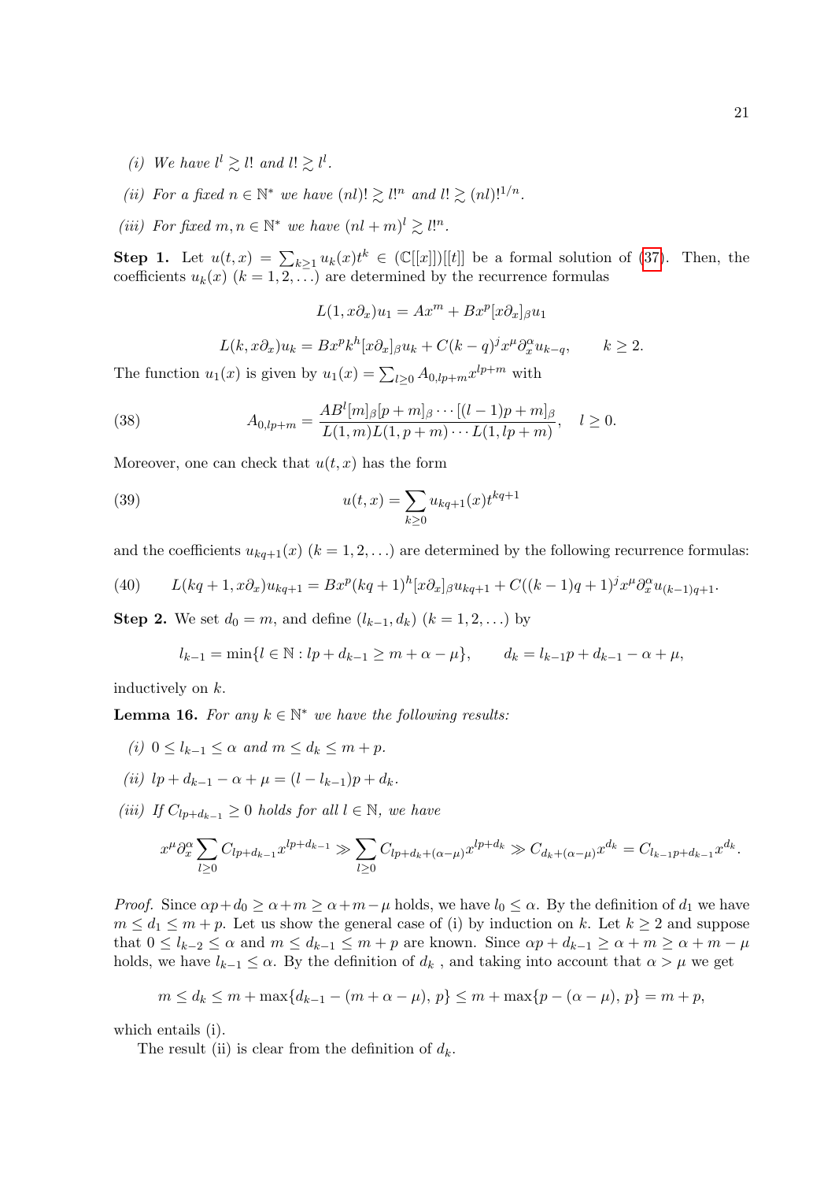(i) *We have* $l^l \gtrsim l!$ *and* $l! \gtrsim l^l$.

(ii) *For a fixed* $n \in \mathbb{N}^*$ *we have* $(nl)! \gtrsim l!^n$ *and* $l! \gtrsim (nl)!^{1/n}$.

(iii) *For fixed* $m, n \in \mathbb{N}^*$ *we have* $(nl+m)^l \gtrsim l!^n$.

**Step 1.** Let $u(t,x) = \sum_{k\geq 1} u_k(x)t^k \in (\mathbb{C}[[x]])[[t]]$ be a formal solution of (37). Then, the coefficients $u_k(x)$ $(k = 1, 2, \dots)$ are determined by the recurrence formulas

$$L(1, x\partial_x)u_1 = Ax^m + Bx^p[x\partial_x]_\beta u_1$$

$$L(k, x\partial_x)u_k = Bx^p k^h [x\partial_x]_\beta u_k + C(k-q)^j x^\mu \partial_x^\alpha u_{k-q}, \qquad k \geq 2.$$

The function $u_1(x)$ is given by $u_1(x) = \sum_{l\geq 0} A_{0,lp+m} x^{lp+m}$ with

$$A_{0,lp+m} = \frac{AB^l[m]_\beta[p+m]_\beta \cdots [(l-1)p+m]_\beta}{L(1,m)L(1,p+m)\cdots L(1,lp+m)}, \quad l \geq 0. \tag{38}$$

Moreover, one can check that $u(t,x)$ has the form

$$u(t,x) = \sum_{k\geq 0} u_{kq+1}(x)t^{kq+1} \tag{39}$$

and the coefficients $u_{kq+1}(x)$ $(k = 1, 2, \dots)$ are determined by the following recurrence formulas:

$$L(kq+1, x\partial_x)u_{kq+1} = Bx^p(kq+1)^h[x\partial_x]_\beta u_{kq+1} + C((k-1)q+1)^j x^\mu \partial_x^\alpha u_{(k-1)q+1}. \tag{40}$$

**Step 2.** We set $d_0 = m$, and define $(l_{k-1}, d_k)$ $(k = 1, 2, \dots)$ by

$$l_{k-1} = \min\{l \in \mathbb{N} : lp + d_{k-1} \geq m + \alpha - \mu\}, \qquad d_k = l_{k-1}p + d_{k-1} - \alpha + \mu,$$

inductively on $k$.

**Lemma 16.** *For any* $k \in \mathbb{N}^*$ *we have the following results:*

(i) $0 \leq l_{k-1} \leq \alpha$ *and* $m \leq d_k \leq m + p$.

(ii) $lp + d_{k-1} - \alpha + \mu = (l - l_{k-1})p + d_k$.

(iii) *If* $C_{lp+d_{k-1}} \geq 0$ *holds for all* $l \in \mathbb{N}$, *we have*

$$x^\mu \partial_x^\alpha \sum_{l\geq 0} C_{lp+d_{k-1}} x^{lp+d_{k-1}} \gg \sum_{l\geq 0} C_{lp+d_k+(\alpha-\mu)} x^{lp+d_k} \gg C_{d_k+(\alpha-\mu)} x^{d_k} = C_{l_{k-1}p+d_{k-1}} x^{d_k}.$$

*Proof.* Since $\alpha p + d_0 \geq \alpha + m \geq \alpha + m - \mu$ holds, we have $l_0 \leq \alpha$. By the definition of $d_1$ we have $m \leq d_1 \leq m + p$. Let us show the general case of (i) by induction on $k$. Let $k \geq 2$ and suppose that $0 \leq l_{k-2} \leq \alpha$ and $m \leq d_{k-1} \leq m + p$ are known. Since $\alpha p + d_{k-1} \geq \alpha + m \geq \alpha + m - \mu$ holds, we have $l_{k-1} \leq \alpha$. By the definition of $d_k$ , and taking into account that $\alpha > \mu$ we get

$$m \leq d_k \leq m + \max\{d_{k-1} - (m + \alpha - \mu), p\} \leq m + \max\{p - (\alpha - \mu), p\} = m + p,$$

which entails (i).

The result (ii) is clear from the definition of $d_k$.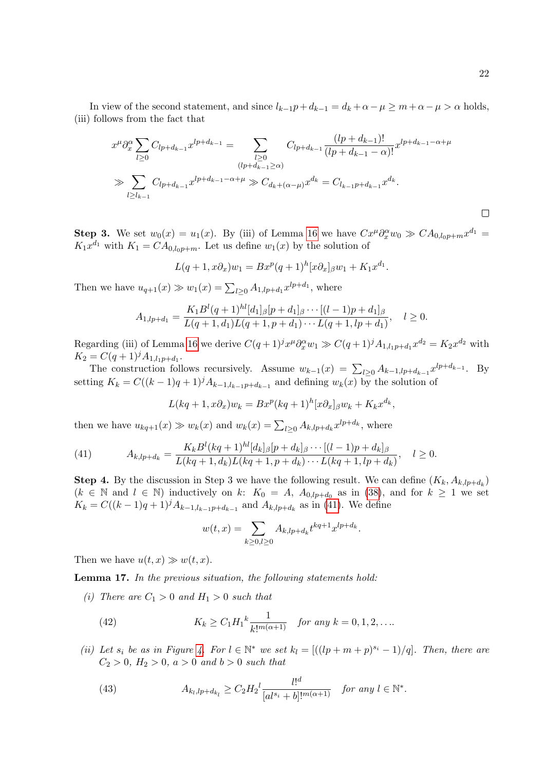In view of the second statement, and since $l_{k-1}p + d_{k-1} = d_k + \alpha - \mu \geq m + \alpha - \mu > \alpha$ holds, (iii) follows from the fact that

$$
\begin{aligned}
x^\mu \partial_x^\alpha \sum_{l\geq 0} C_{lp+d_{k-1}} x^{lp+d_{k-1}} &= \sum_{\substack{l\geq 0 \\ (lp+d_{k-1}\geq \alpha)}} C_{lp+d_{k-1}} \frac{(lp+d_{k-1})!}{(lp+d_{k-1}-\alpha)!} x^{lp+d_{k-1}-\alpha+\mu} \\
&\gg \sum_{l\geq l_{k-1}} C_{lp+d_{k-1}} x^{lp+d_{k-1}-\alpha+\mu} \gg C_{d_k+(\alpha-\mu)} x^{d_k} = C_{l_{k-1}p+d_{k-1}} x^{d_k}.
\end{aligned}
$$

□

**Step 3.** We set $w_0(x) = u_1(x)$. By (iii) of Lemma 16 we have $Cx^\mu \partial_x^\alpha w_0 \gg CA_{0,l_0p+m} x^{d_1} = K_1 x^{d_1}$ with $K_1 = CA_{0,l_0p+m}$. Let us define $w_1(x)$ by the solution of

$$
L(q+1, x\partial_x) w_1 = Bx^p (q+1)^h [x\partial_x]_\beta w_1 + K_1 x^{d_1}.
$$

Then we have $u_{q+1}(x) \gg w_1(x) = \sum_{l\geq 0} A_{1,lp+d_1} x^{lp+d_1}$, where

$$
A_{1,lp+d_1} = \frac{K_1 B^l (q+1)^{hl} [d_1]_\beta [p+d_1]_\beta \cdots [(l-1)p+d_1]_\beta}{L(q+1,d_1) L(q+1,p+d_1) \cdots L(q+1,lp+d_1)}, \quad l \geq 0.
$$

Regarding (iii) of Lemma 16 we derive $C(q+1)^j x^\mu \partial_x^\alpha w_1 \gg C(q+1)^j A_{1,l_1p+d_1} x^{d_2} = K_2 x^{d_2}$ with $K_2 = C(q+1)^j A_{1,l_1p+d_1}$.

The construction follows recursively. Assume $w_{k-1}(x) = \sum_{l\geq 0} A_{k-1,lp+d_{k-1}} x^{lp+d_{k-1}}$. By setting $K_k = C((k-1)q+1)^j A_{k-1,l_{k-1}p+d_{k-1}}$ and defining $w_k(x)$ by the solution of

$$
L(kq+1, x\partial_x) w_k = Bx^p (kq+1)^h [x\partial_x]_\beta w_k + K_k x^{d_k},
$$

then we have $u_{kq+1}(x) \gg w_k(x)$ and $w_k(x) = \sum_{l\geq 0} A_{k,lp+d_k} x^{lp+d_k}$, where

$$
A_{k,lp+d_k} = \frac{K_k B^l (kq+1)^{hl} [d_k]_\beta [p+d_k]_\beta \cdots [(l-1)p+d_k]_\beta}{L(kq+1,d_k) L(kq+1,p+d_k) \cdots L(kq+1,lp+d_k)}, \quad l \geq 0. \tag{41}
$$

**Step 4.** By the discussion in Step 3 we have the following result. We can define $(K_k, A_{k,lp+d_k})$ ($k \in \mathbb{N}$ and $l \in \mathbb{N}$) inductively on $k$: $K_0 = A$, $A_{0,lp+d_0}$ as in (38), and for $k \geq 1$ we set $K_k = C((k-1)q+1)^j A_{k-1,l_{k-1}p+d_{k-1}}$ and $A_{k,lp+d_k}$ as in (41). We define

$$
w(t,x) = \sum_{k\geq 0, l\geq 0} A_{k,lp+d_k} t^{kq+1} x^{lp+d_k}.
$$

Then we have $u(t,x) \gg w(t,x)$.

**Lemma 17.** *In the previous situation, the following statements hold:*

*(i) There are $C_1 > 0$ and $H_1 > 0$ such that*

$$
K_k \geq C_1 {H_1}^k \frac{1}{k!^{m(\alpha+1)}} \quad \text{for any } k = 0, 1, 2, \ldots. \tag{42}
$$

*(ii) Let $s_i$ be as in Figure 4. For $l \in \mathbb{N}^*$ we set $k_l = [((lp+m+p)^{s_i} - 1)/q]$. Then, there are $C_2 > 0$, $H_2 > 0$, $a > 0$ and $b > 0$ such that*

$$
A_{k_l, lp+d_{k_l}} \geq C_2 {H_2}^l \frac{l!^d}{[al^{s_i} + b]!^{m(\alpha+1)}} \quad \text{for any } l \in \mathbb{N}^*. \tag{43}
$$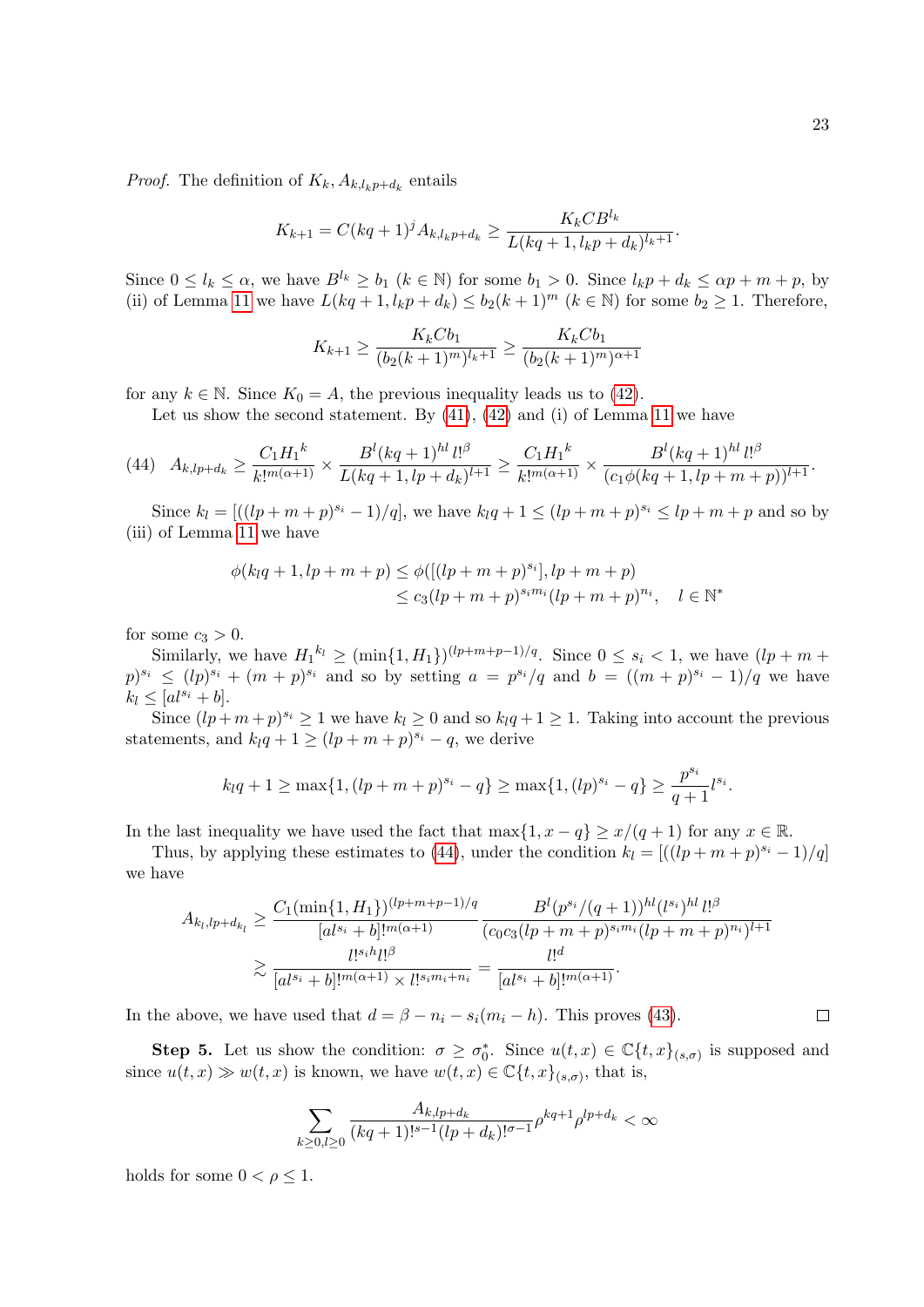*Proof.* The definition of $K_k, A_{k,l_kp+d_k}$ entails

$$K_{k+1} = C(kq+1)^j A_{k,l_kp+d_k} \geq \frac{K_k C B^{l_k}}{L(kq+1, l_kp+d_k)^{l_k+1}}.$$

Since $0 \leq l_k \leq \alpha$, we have $B^{l_k} \geq b_1$ ($k \in \mathbb{N}$) for some $b_1 > 0$. Since $l_kp + d_k \leq \alpha p + m + p$, by (ii) of Lemma 11 we have $L(kq+1, l_kp+d_k) \leq b_2(k+1)^m$ ($k \in \mathbb{N}$) for some $b_2 \geq 1$. Therefore,

$$K_{k+1} \geq \frac{K_k C b_1}{(b_2(k+1)^m)^{l_k+1}} \geq \frac{K_k C b_1}{(b_2(k+1)^m)^{\alpha+1}}$$

for any $k \in \mathbb{N}$. Since $K_0 = A$, the previous inequality leads us to (42).

Let us show the second statement. By (41), (42) and (i) of Lemma 11 we have

$$(44) \quad A_{k,lp+d_k} \geq \frac{C_1 {H_1}^k}{k!^{m(\alpha+1)}} \times \frac{B^l (kq+1)^{hl}\, l!^\beta}{L(kq+1, lp+d_k)^{l+1}} \geq \frac{C_1 {H_1}^k}{k!^{m(\alpha+1)}} \times \frac{B^l (kq+1)^{hl}\, l!^\beta}{(c_1 \phi(kq+1, lp+m+p))^{l+1}}.$$

Since $k_l = [((lp+m+p)^{s_i} - 1)/q]$, we have $k_lq + 1 \leq (lp+m+p)^{s_i} \leq lp+m+p$ and so by (iii) of Lemma 11 we have

$$\begin{aligned}
\phi(k_lq+1, lp+m+p) &\leq \phi([(lp+m+p)^{s_i}], lp+m+p) \\
&\leq c_3 (lp+m+p)^{s_i m_i} (lp+m+p)^{n_i}, \quad l \in \mathbb{N}^*
\end{aligned}$$

for some $c_3 > 0$.

Similarly, we have ${H_1}^{k_l} \geq (\min\{1, H_1\})^{(lp+m+p-1)/q}$. Since $0 \leq s_i < 1$, we have $(lp+m+p)^{s_i} \leq (lp)^{s_i} + (m+p)^{s_i}$ and so by setting $a = p^{s_i}/q$ and $b = ((m+p)^{s_i} - 1)/q$ we have $k_l \leq [al^{s_i} + b]$.

Since $(lp+m+p)^{s_i} \geq 1$ we have $k_l \geq 0$ and so $k_lq + 1 \geq 1$. Taking into account the previous statements, and $k_lq + 1 \geq (lp+m+p)^{s_i} - q$, we derive

$$k_lq + 1 \geq \max\{1, (lp+m+p)^{s_i} - q\} \geq \max\{1, (lp)^{s_i} - q\} \geq \frac{p^{s_i}}{q+1} l^{s_i}.$$

In the last inequality we have used the fact that $\max\{1, x - q\} \geq x/(q+1)$ for any $x \in \mathbb{R}$.

Thus, by applying these estimates to (44), under the condition $k_l = [((lp+m+p)^{s_i} - 1)/q]$ we have

$$\begin{aligned}
A_{k_l, lp+d_{k_l}} &\geq \frac{C_1 (\min\{1, H_1\})^{(lp+m+p-1)/q}}{[al^{s_i} + b]!^{m(\alpha+1)}} \frac{B^l (p^{s_i}/(q+1))^{hl} (l^{s_i})^{hl}\, l!^\beta}{(c_0 c_3 (lp+m+p)^{s_i m_i} (lp+m+p)^{n_i})^{l+1}} \\
&\gtrsim \frac{l!^{s_i h} l!^\beta}{[al^{s_i} + b]!^{m(\alpha+1)} \times l!^{s_i m_i + n_i}} = \frac{l!^d}{[al^{s_i} + b]!^{m(\alpha+1)}}.
\end{aligned}$$

In the above, we have used that $d = \beta - n_i - s_i(m_i - h)$. This proves (43). $\square$

**Step 5.** Let us show the condition: $\sigma \geq \sigma_0^*$. Since $u(t,x) \in \mathbb{C}\{t,x\}_{(s,\sigma)}$ is supposed and since $u(t,x) \gg w(t,x)$ is known, we have $w(t,x) \in \mathbb{C}\{t,x\}_{(s,\sigma)}$, that is,

$$\sum_{k \geq 0, l \geq 0} \frac{A_{k,lp+d_k}}{(kq+1)!^{s-1}(lp+d_k)!^{\sigma-1}} \rho^{kq+1} \rho^{lp+d_k} < \infty$$

holds for some $0 < \rho \leq 1$.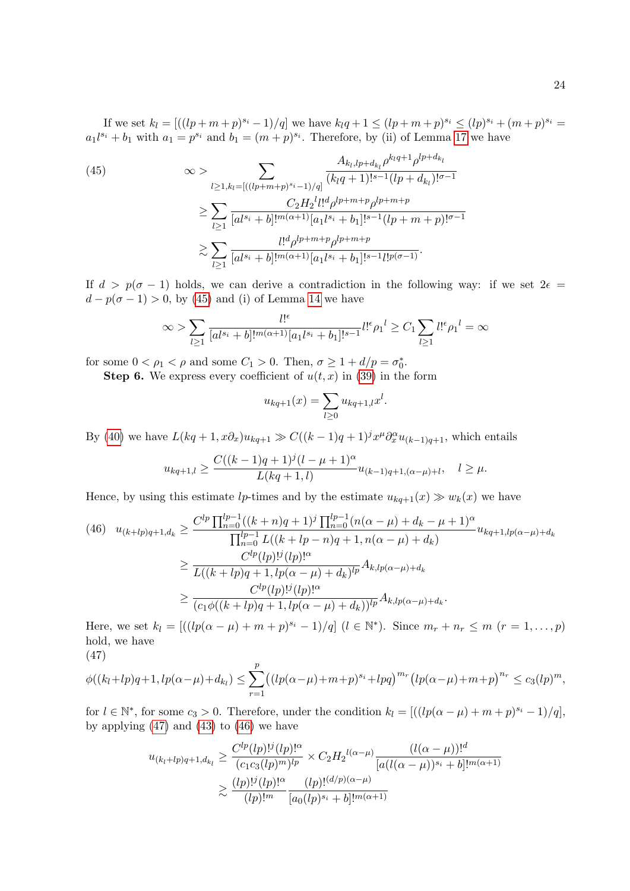If we set $k_l = [((lp+m+p)^{s_i}-1)/q]$ we have $k_l q + 1 \le (lp+m+p)^{s_i} \le (lp)^{s_i} + (m+p)^{s_i} = a_1 l^{s_i} + b_1$ with $a_1 = p^{s_i}$ and $b_1 = (m+p)^{s_i}$. Therefore, by (ii) of Lemma 17 we have

$$
\begin{aligned}
(45) \qquad \infty &> \sum_{l \ge 1, k_l = [((lp+m+p)^{s_i}-1)/q]} \frac{A_{k_l, lp+d_{k_l}} \rho^{k_l q+1} \rho^{lp+d_{k_l}}}{(k_l q+1)!^{s-1} (lp+d_{k_l})!^{\sigma-1}} \\
&\ge \sum_{l \ge 1} \frac{C_2 {H_2}^l l!^d \rho^{lp+m+p} \rho^{lp+m+p}}{[a l^{s_i} + b]!^{m(\alpha+1)} [a_1 l^{s_i} + b_1]!^{s-1} (lp+m+p)!^{\sigma-1}} \\
&\gtrsim \sum_{l \ge 1} \frac{l!^d \rho^{lp+m+p} \rho^{lp+m+p}}{[a l^{s_i} + b]!^{m(\alpha+1)} [a_1 l^{s_i} + b_1]!^{s-1} l!^{p(\sigma-1)}}.
\end{aligned}
$$

If $d > p(\sigma - 1)$ holds, we can derive a contradiction in the following way: if we set $2\epsilon = d - p(\sigma-1) > 0$, by (45) and (i) of Lemma 14 we have

$$
\infty > \sum_{l \ge 1} \frac{l!^\epsilon}{[a l^{s_i} + b]!^{m(\alpha+1)} [a_1 l^{s_i} + b_1]!^{s-1}} l!^\epsilon {\rho_1}^l \ge C_1 \sum_{l \ge 1} l!^\epsilon {\rho_1}^l = \infty
$$

for some $0 < \rho_1 < \rho$ and some $C_1 > 0$. Then, $\sigma \ge 1 + d/p = \sigma_0^*$.

**Step 6.** We express every coefficient of $u(t,x)$ in (39) in the form

$$
u_{kq+1}(x) = \sum_{l \ge 0} u_{kq+1,l} x^l.
$$

By (40) we have $L(kq+1, x\partial_x) u_{kq+1} \gg C((k-1)q+1)^j x^\mu \partial_x^\alpha u_{(k-1)q+1}$, which entails

$$
u_{kq+1,l} \ge \frac{C((k-1)q+1)^j (l-\mu+1)^\alpha}{L(kq+1,l)} u_{(k-1)q+1,(\alpha-\mu)+l}, \quad l \ge \mu.
$$

Hence, by using this estimate $lp$-times and by the estimate $u_{kq+1}(x) \gg w_k(x)$ we have

$$
\begin{aligned}
(46) \quad u_{(k+lp)q+1,d_k} &\ge \frac{C^{lp} \prod_{n=0}^{lp-1} ((k+n)q+1)^j \prod_{n=0}^{lp-1} (n(\alpha-\mu)+d_k-\mu+1)^\alpha}{\prod_{n=0}^{lp-1} L((k+lp-n)q+1, n(\alpha-\mu)+d_k)} u_{kq+1, lp(\alpha-\mu)+d_k} \\
&\ge \frac{C^{lp} (lp)!^j (lp)!^\alpha}{L((k+lp)q+1, lp(\alpha-\mu)+d_k)^{lp}} A_{k, lp(\alpha-\mu)+d_k} \\
&\ge \frac{C^{lp} (lp)!^j (lp)!^\alpha}{(c_1 \phi((k+lp)q+1, lp(\alpha-\mu)+d_k))^{lp}} A_{k, lp(\alpha-\mu)+d_k}.
\end{aligned}
$$

Here, we set $k_l = [((lp(\alpha-\mu)+m+p)^{s_i}-1)/q]$ $(l \in \mathbb{N}^*)$. Since $m_r + n_r \le m$ $(r = 1, \dots, p)$ hold, we have

(47)

$$
\phi((k_l+lp)q+1, lp(\alpha-\mu)+d_{k_l}) \le \sum_{r=1}^p \big((lp(\alpha-\mu)+m+p)^{s_i} + lpq\big)^{m_r} \big(lp(\alpha-\mu)+m+p\big)^{n_r} \le c_3 (lp)^m,
$$

for $l \in \mathbb{N}^*$, for some $c_3 > 0$. Therefore, under the condition $k_l = [((lp(\alpha-\mu)+m+p)^{s_i}-1)/q]$, by applying (47) and (43) to (46) we have

$$
\begin{aligned}
u_{(k_l+lp)q+1, d_{k_l}} &\ge \frac{C^{lp} (lp)!^j (lp)!^\alpha}{(c_1 c_3 (lp)^m)^{lp}} \times C_2 {H_2}^{l(\alpha-\mu)} \frac{(l(\alpha-\mu))!^d}{[a(l(\alpha-\mu))^{s_i} + b]!^{m(\alpha+1)}} \\
&\gtrsim \frac{(lp)!^j (lp)!^\alpha}{(lp)!^m} \frac{(lp)!^{(d/p)(\alpha-\mu)}}{[a_0 (lp)^{s_i} + b]!^{m(\alpha+1)}}
\end{aligned}
$$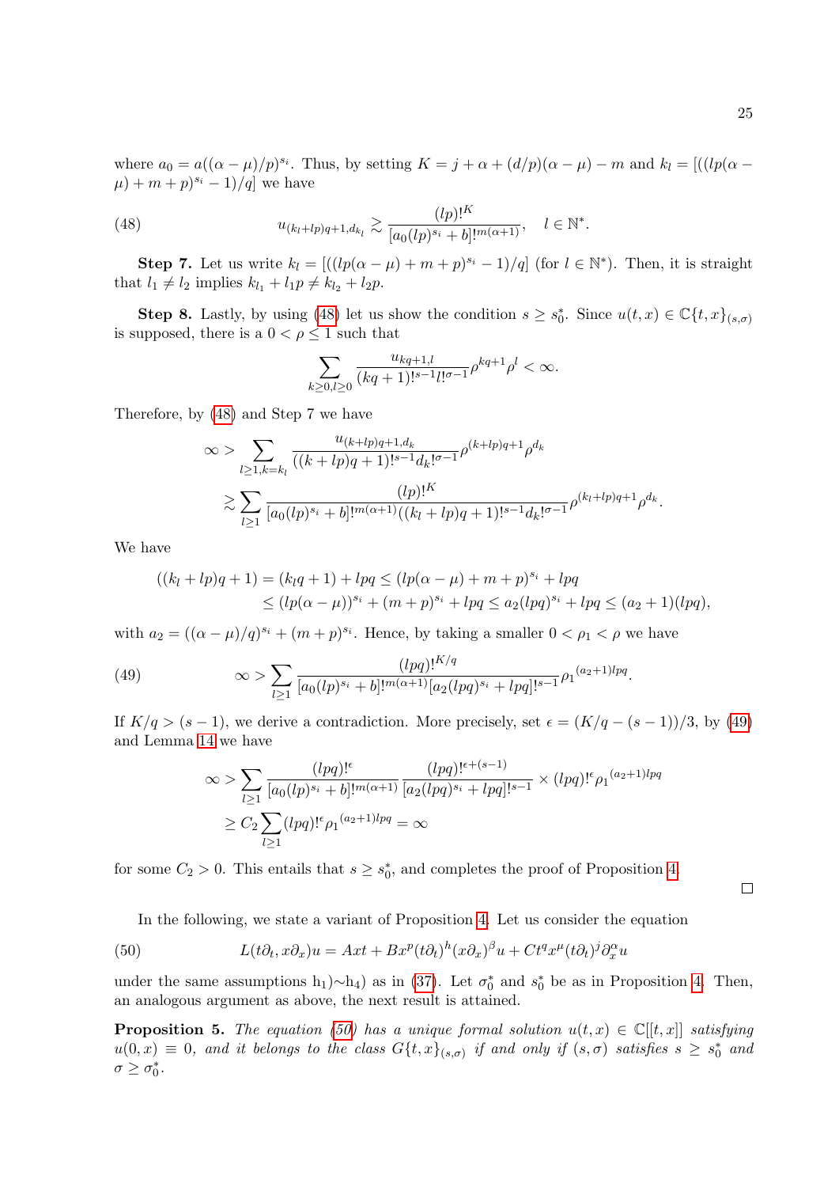where $a_0 = a((\alpha-\mu)/p)^{s_i}$. Thus, by setting $K = j + \alpha + (d/p)(\alpha - \mu) - m$ and $k_l = [((lp(\alpha - \mu) + m + p)^{s_i} - 1)/q]$ we have

$$
u_{(k_l+lp)q+1,d_{k_l}} \gtrsim \frac{(lp)!^K}{[a_0(lp)^{s_i}+b]!^{m(\alpha+1)}}, \quad l \in \mathbb{N}^*. \tag{48}
$$

**Step 7.** Let us write $k_l = [((lp(\alpha-\mu)+m+p)^{s_i}-1)/q]$ (for $l \in \mathbb{N}^*$). Then, it is straight that $l_1 \neq l_2$ implies $k_{l_1} + l_1 p \neq k_{l_2} + l_2 p$.

**Step 8.** Lastly, by using (48) let us show the condition $s \geq s_0^*$. Since $u(t,x) \in \mathbb{C}\{t,x\}_{(s,\sigma)}$ is supposed, there is a $0 < \rho \leq 1$ such that

$$
\sum_{k \geq 0, l \geq 0} \frac{u_{kq+1,l}}{(kq+1)!^{s-1} l!^{\sigma-1}} \rho^{kq+1} \rho^l < \infty.
$$

Therefore, by (48) and Step 7 we have

$$
\begin{aligned}
\infty &> \sum_{l \geq 1, k = k_l} \frac{u_{(k+lp)q+1,d_k}}{((k+lp)q+1)!^{s-1} d_k!^{\sigma-1}} \rho^{(k+lp)q+1} \rho^{d_k} \\
&\gtrsim \sum_{l \geq 1} \frac{(lp)!^K}{[a_0(lp)^{s_i}+b]!^{m(\alpha+1)}((k_l+lp)q+1)!^{s-1} d_k!^{\sigma-1}} \rho^{(k_l+lp)q+1} \rho^{d_k}.
\end{aligned}
$$

We have

$$
\begin{aligned}
((k_l+lp)q+1) &= (k_l q + 1) + lpq \leq (lp(\alpha-\mu)+m+p)^{s_i} + lpq \\
&\leq (lp(\alpha-\mu))^{s_i} + (m+p)^{s_i} + lpq \leq a_2(lpq)^{s_i} + lpq \leq (a_2+1)(lpq),
\end{aligned}
$$

with $a_2 = ((\alpha-\mu)/q)^{s_i} + (m+p)^{s_i}$. Hence, by taking a smaller $0 < \rho_1 < \rho$ we have

$$
\infty > \sum_{l \geq 1} \frac{(lpq)!^{K/q}}{[a_0(lp)^{s_i}+b]!^{m(\alpha+1)}[a_2(lpq)^{s_i}+lpq]!^{s-1}} {\rho_1}^{(a_2+1)lpq}. \tag{49}
$$

If $K/q > (s-1)$, we derive a contradiction. More precisely, set $\epsilon = (K/q - (s-1))/3$, by (49) and Lemma 14 we have

$$
\begin{aligned}
\infty &> \sum_{l \geq 1} \frac{(lpq)!^{\epsilon}}{[a_0(lp)^{s_i}+b]!^{m(\alpha+1)}} \frac{(lpq)!^{\epsilon+(s-1)}}{[a_2(lpq)^{s_i}+lpq]!^{s-1}} \times (lpq)!^{\epsilon} {\rho_1}^{(a_2+1)lpq} \\
&\geq C_2 \sum_{l \geq 1} (lpq)!^{\epsilon} {\rho_1}^{(a_2+1)lpq} = \infty
\end{aligned}
$$

for some $C_2 > 0$. This entails that $s \geq s_0^*$, and completes the proof of Proposition 4. □

In the following, we state a variant of Proposition 4. Let us consider the equation

$$
L(t\partial_t, x\partial_x)u = Axt + Bx^p(t\partial_t)^h(x\partial_x)^\beta u + Ct^q x^\mu (t\partial_t)^j \partial_x^\alpha u \tag{50}
$$

under the same assumptions h$_1$)~h$_4$) as in (37). Let $\sigma_0^*$ and $s_0^*$ be as in Proposition 4. Then, an analogous argument as above, the next result is attained.

**Proposition 5.** *The equation (50) has a unique formal solution $u(t,x) \in \mathbb{C}[[t,x]]$ satisfying $u(0,x) \equiv 0$, and it belongs to the class $G\{t,x\}_{(s,\sigma)}$ if and only if $(s,\sigma)$ satisfies $s \geq s_0^*$ and $\sigma \geq \sigma_0^*$.*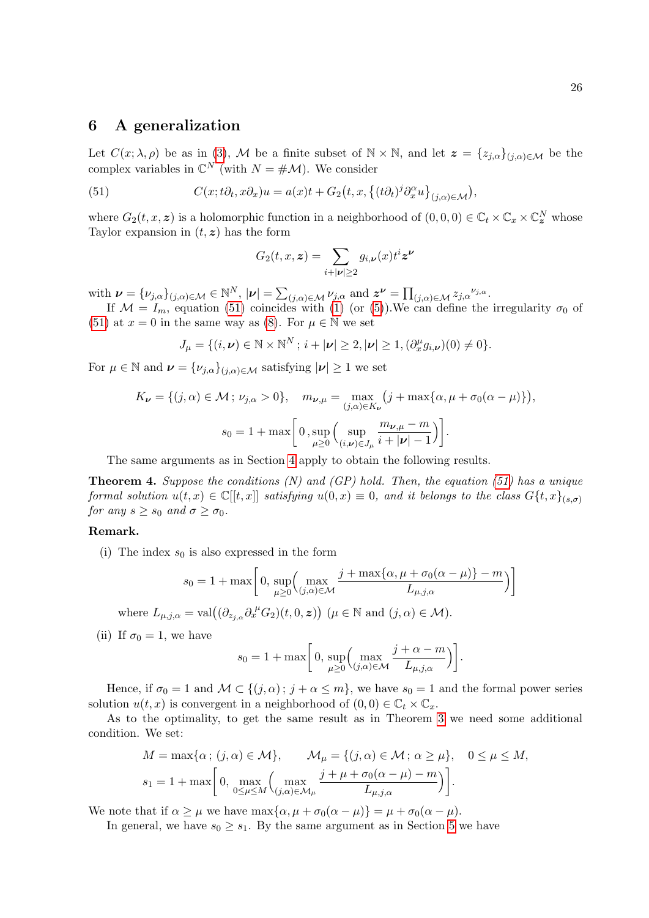## 6 A generalization

Let $C(x;\lambda,\rho)$ be as in (3), $\mathcal{M}$ be a finite subset of $\mathbb{N}\times\mathbb{N}$, and let $\boldsymbol{z}=\{z_{j,\alpha}\}_{(j,\alpha)\in\mathcal{M}}$ be the complex variables in $\mathbb{C}^N$ (with $N=\#\mathcal{M}$). We consider

$$
C(x;t\partial_t,x\partial_x)u=a(x)t+G_2\big(t,x,\{(t\partial_t)^j\partial_x^{\alpha}u\}_{(j,\alpha)\in\mathcal{M}}\big), \tag{51}
$$

where $G_2(t,x,\boldsymbol{z})$ is a holomorphic function in a neighborhood of $(0,0,0)\in\mathbb{C}_t\times\mathbb{C}_x\times\mathbb{C}_{\boldsymbol{z}}^N$ whose Taylor expansion in $(t,\boldsymbol{z})$ has the form

$$
G_2(t,x,\boldsymbol{z})=\sum_{i+|\boldsymbol{\nu}|\geq 2} g_{i,\boldsymbol{\nu}}(x)t^i\boldsymbol{z}^{\boldsymbol{\nu}}
$$

with $\boldsymbol{\nu}=\{\nu_{j,\alpha}\}_{(j,\alpha)\in\mathcal{M}}\in\mathbb{N}^N$, $|\boldsymbol{\nu}|=\sum_{(j,\alpha)\in\mathcal{M}}\nu_{j,\alpha}$ and $\boldsymbol{z}^{\boldsymbol{\nu}}=\prod_{(j,\alpha)\in\mathcal{M}}{z_{j,\alpha}}^{\nu_{j,\alpha}}$.

If $\mathcal{M}=I_m$, equation (51) coincides with (1) (or (5)).We can define the irregularity $\sigma_0$ of (51) at $x=0$ in the same way as (8). For $\mu\in\mathbb{N}$ we set

$$
J_\mu=\{(i,\boldsymbol{\nu})\in\mathbb{N}\times\mathbb{N}^N\,;\,i+|\boldsymbol{\nu}|\geq 2,|\boldsymbol{\nu}|\geq 1,(\partial_x^{\mu}g_{i,\boldsymbol{\nu}})(0)\neq 0\}.
$$

For $\mu\in\mathbb{N}$ and $\boldsymbol{\nu}=\{\nu_{j,\alpha}\}_{(j,\alpha)\in\mathcal{M}}$ satisfying $|\boldsymbol{\nu}|\geq 1$ we set

$$
K_{\boldsymbol{\nu}}=\{(j,\alpha)\in\mathcal{M}\,;\,\nu_{j,\alpha}>0\},\quad m_{\boldsymbol{\nu},\mu}=\max_{(j,\alpha)\in K_{\boldsymbol{\nu}}}\big(j+\max\{\alpha,\mu+\sigma_0(\alpha-\mu)\}\big),
$$

$$
s_0=1+\max\bigg[\,0\,,\sup_{\mu\geq 0}\Big(\sup_{(i,\boldsymbol{\nu})\in J_\mu}\frac{m_{\boldsymbol{\nu},\mu}-m}{i+|\boldsymbol{\nu}|-1}\Big)\bigg].
$$

The same arguments as in Section 4 apply to obtain the following results.

**Theorem 4.** *Suppose the conditions (N) and (GP) hold. Then, the equation (51) has a unique formal solution $u(t,x)\in\mathbb{C}[[t,x]]$ satisfying $u(0,x)\equiv 0$, and it belongs to the class $G\{t,x\}_{(s,\sigma)}$ for any $s\geq s_0$ and $\sigma\geq\sigma_0$.*

**Remark.**

(i) The index $s_0$ is also expressed in the form

$$
s_0=1+\max\bigg[\,0,\,\sup_{\mu\geq 0}\Big(\max_{(j,\alpha)\in\mathcal{M}}\frac{j+\max\{\alpha,\mu+\sigma_0(\alpha-\mu)\}-m}{L_{\mu,j,\alpha}}\Big)\bigg]
$$

where $L_{\mu,j,\alpha}=\mathrm{val}\big((\partial_{z_{j,\alpha}}\partial_x^{\mu}G_2)(t,0,\boldsymbol{z})\big)$ ($\mu\in\mathbb{N}$ and $(j,\alpha)\in\mathcal{M}$).

(ii) If $\sigma_0=1$, we have

$$
s_0=1+\max\bigg[\,0,\,\sup_{\mu\geq 0}\Big(\max_{(j,\alpha)\in\mathcal{M}}\frac{j+\alpha-m}{L_{\mu,j,\alpha}}\Big)\bigg].
$$

Hence, if $\sigma_0=1$ and $\mathcal{M}\subset\{(j,\alpha)\,;\,j+\alpha\leq m\}$, we have $s_0=1$ and the formal power series solution $u(t,x)$ is convergent in a neighborhood of $(0,0)\in\mathbb{C}_t\times\mathbb{C}_x$.

As to the optimality, to get the same result as in Theorem 3 we need some additional condition. We set:

$$
M=\max\{\alpha\,;\,(j,\alpha)\in\mathcal{M}\},\qquad \mathcal{M}_\mu=\{(j,\alpha)\in\mathcal{M}\,;\,\alpha\geq\mu\},\quad 0\leq\mu\leq M,
$$

$$
s_1=1+\max\bigg[\,0,\,\max_{0\leq\mu\leq M}\Big(\max_{(j,\alpha)\in\mathcal{M}_\mu}\frac{j+\mu+\sigma_0(\alpha-\mu)-m}{L_{\mu,j,\alpha}}\Big)\bigg].
$$

We note that if $\alpha\geq\mu$ we have $\max\{\alpha,\mu+\sigma_0(\alpha-\mu)\}=\mu+\sigma_0(\alpha-\mu)$.

In general, we have $s_0\geq s_1$. By the same argument as in Section 5 we have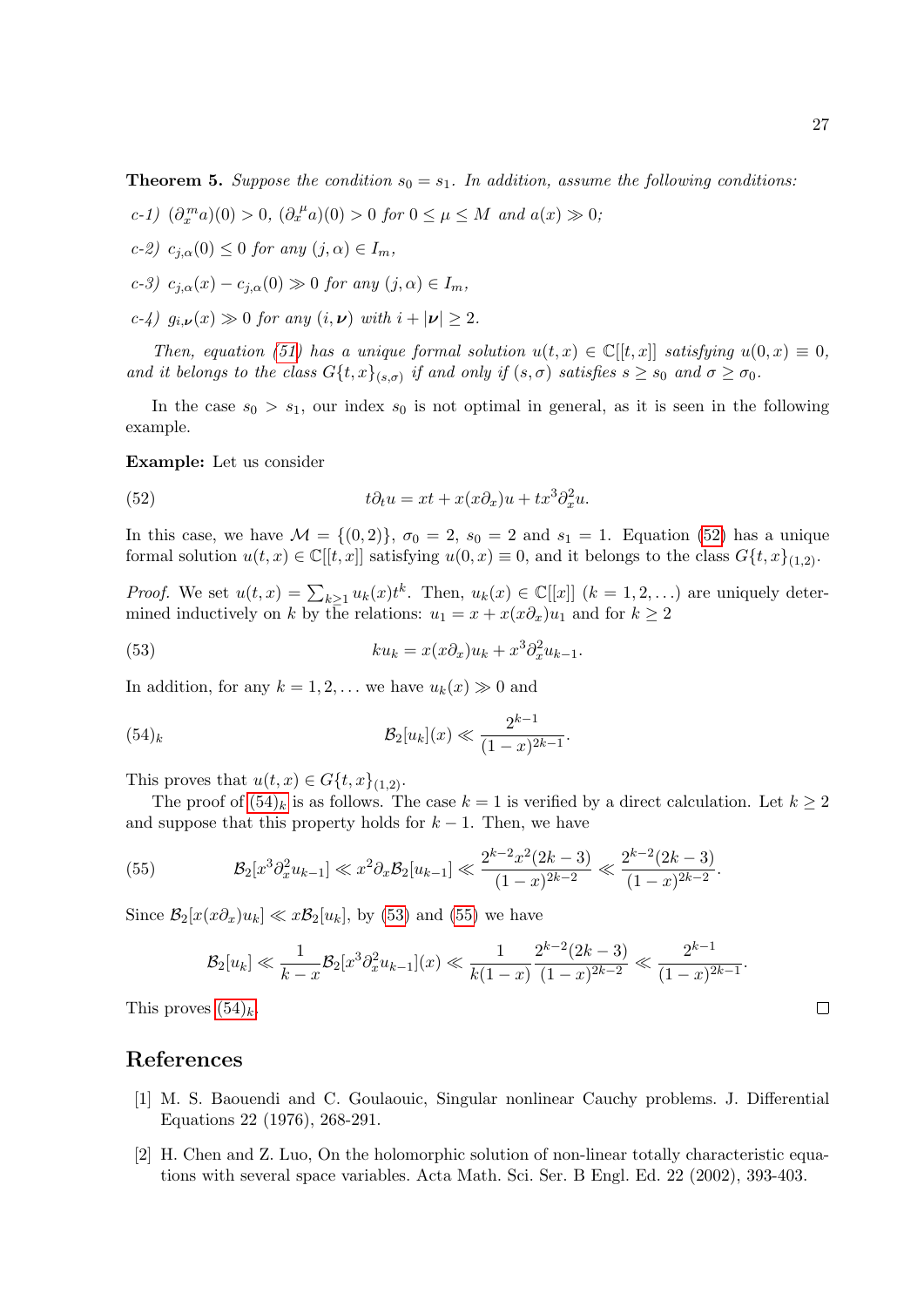**Theorem 5.** *Suppose the condition $s_0 = s_1$. In addition, assume the following conditions:*

*c-1)* $(\partial_x^m a)(0) > 0$, $(\partial_x^\mu a)(0) > 0$ *for* $0 \le \mu \le M$ *and* $a(x) \gg 0$;

*c-2)* $c_{j,\alpha}(0) \le 0$ *for any* $(j,\alpha) \in I_m$,

*c-3)* $c_{j,\alpha}(x) - c_{j,\alpha}(0) \gg 0$ *for any* $(j,\alpha) \in I_m$,

*c-4)* $g_{i,\boldsymbol{\nu}}(x) \gg 0$ *for any* $(i,\boldsymbol{\nu})$ *with* $i + |\boldsymbol{\nu}| \ge 2$.

*Then, equation (51) has a unique formal solution* $u(t,x) \in \mathbb{C}[[t,x]]$ *satisfying* $u(0,x) \equiv 0$, *and it belongs to the class* $G\{t,x\}_{(s,\sigma)}$ *if and only if* $(s,\sigma)$ *satisfies* $s \ge s_0$ *and* $\sigma \ge \sigma_0$.

In the case $s_0 > s_1$, our index $s_0$ is not optimal in general, as it is seen in the following example.

**Example:** Let us consider

$$t\partial_t u = xt + x(x\partial_x)u + tx^3\partial_x^2 u. \tag{52}$$

In this case, we have $\mathcal{M} = \{(0,2)\}$, $\sigma_0 = 2$, $s_0 = 2$ and $s_1 = 1$. Equation (52) has a unique formal solution $u(t,x) \in \mathbb{C}[[t,x]]$ satisfying $u(0,x) \equiv 0$, and it belongs to the class $G\{t,x\}_{(1,2)}$.

*Proof.* We set $u(t,x) = \sum_{k\ge1} u_k(x)t^k$. Then, $u_k(x) \in \mathbb{C}[[x]]$ $(k = 1,2,\ldots)$ are uniquely determined inductively on $k$ by the relations: $u_1 = x + x(x\partial_x)u_1$ and for $k \ge 2$

$$ku_k = x(x\partial_x)u_k + x^3\partial_x^2 u_{k-1}. \tag{53}$$

In addition, for any $k = 1,2,\ldots$ we have $u_k(x) \gg 0$ and

$$\mathcal{B}_2[u_k](x) \ll \frac{2^{k-1}}{(1-x)^{2k-1}}. \tag{54$_k$}$$

This proves that $u(t,x) \in G\{t,x\}_{(1,2)}$.

The proof of (54)$_k$ is as follows. The case $k=1$ is verified by a direct calculation. Let $k \ge 2$ and suppose that this property holds for $k-1$. Then, we have

$$\mathcal{B}_2[x^3\partial_x^2 u_{k-1}] \ll x^2\partial_x \mathcal{B}_2[u_{k-1}] \ll \frac{2^{k-2}x^2(2k-3)}{(1-x)^{2k-2}} \ll \frac{2^{k-2}(2k-3)}{(1-x)^{2k-2}}. \tag{55}$$

Since $\mathcal{B}_2[x(x\partial_x)u_k] \ll x\mathcal{B}_2[u_k]$, by (53) and (55) we have

$$\mathcal{B}_2[u_k] \ll \frac{1}{k-x}\mathcal{B}_2[x^3\partial_x^2 u_{k-1}](x) \ll \frac{1}{k(1-x)}\frac{2^{k-2}(2k-3)}{(1-x)^{2k-2}} \ll \frac{2^{k-1}}{(1-x)^{2k-1}}.$$

This proves (54)$_k$. □

## References

[1] M. S. Baouendi and C. Goulaouic, Singular nonlinear Cauchy problems. J. Differential Equations 22 (1976), 268-291.

[2] H. Chen and Z. Luo, On the holomorphic solution of non-linear totally characteristic equations with several space variables. Acta Math. Sci. Ser. B Engl. Ed. 22 (2002), 393-403.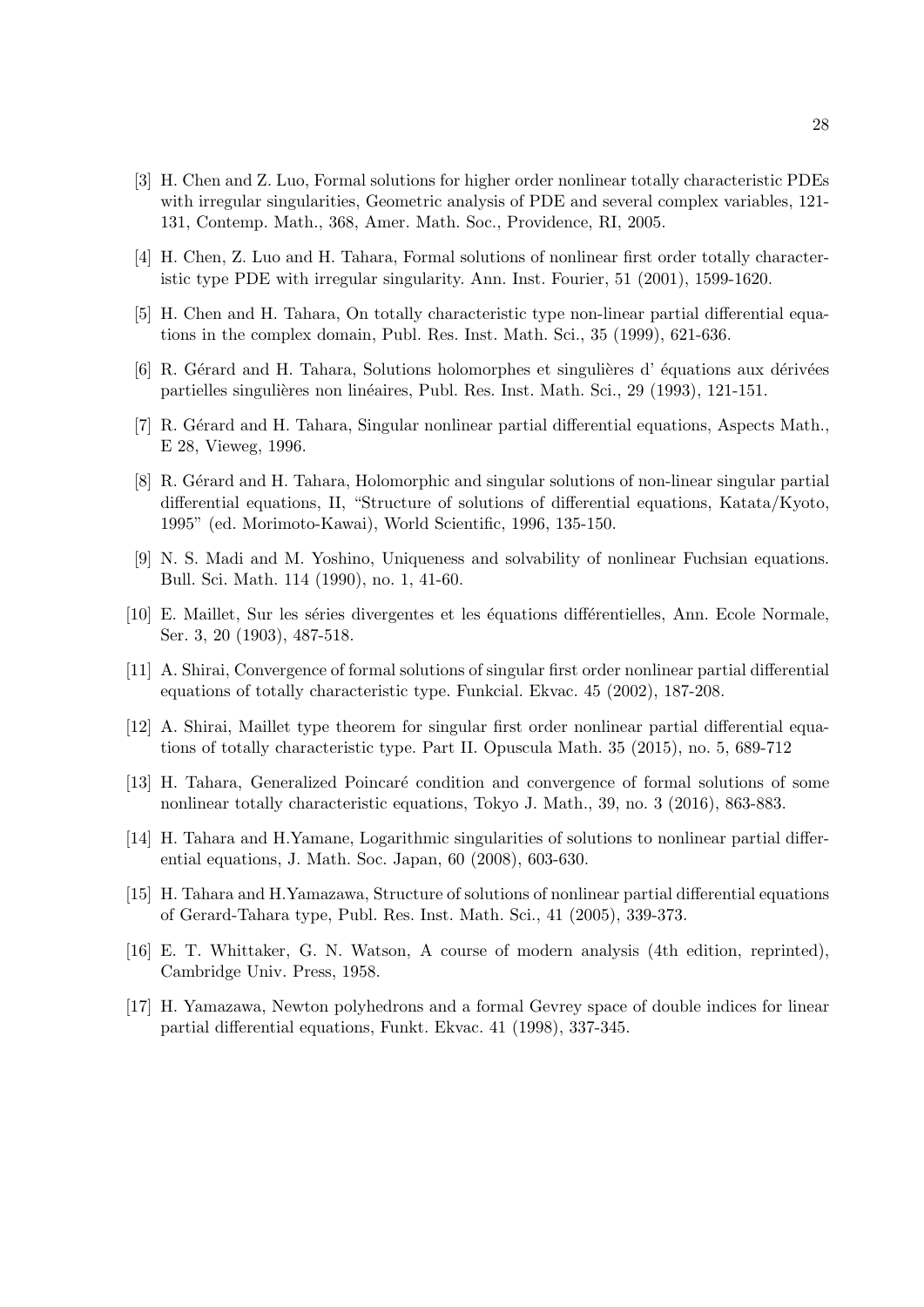[3] H. Chen and Z. Luo, Formal solutions for higher order nonlinear totally characteristic PDEs with irregular singularities, Geometric analysis of PDE and several complex variables, 121-131, Contemp. Math., 368, Amer. Math. Soc., Providence, RI, 2005.

[4] H. Chen, Z. Luo and H. Tahara, Formal solutions of nonlinear first order totally characteristic type PDE with irregular singularity. Ann. Inst. Fourier, 51 (2001), 1599-1620.

[5] H. Chen and H. Tahara, On totally characteristic type non-linear partial differential equations in the complex domain, Publ. Res. Inst. Math. Sci., 35 (1999), 621-636.

[6] R. Gérard and H. Tahara, Solutions holomorphes et singulières d' équations aux dérivées partielles singulières non linéaires, Publ. Res. Inst. Math. Sci., 29 (1993), 121-151.

[7] R. Gérard and H. Tahara, Singular nonlinear partial differential equations, Aspects Math., E 28, Vieweg, 1996.

[8] R. Gérard and H. Tahara, Holomorphic and singular solutions of non-linear singular partial differential equations, II, "Structure of solutions of differential equations, Katata/Kyoto, 1995" (ed. Morimoto-Kawai), World Scientific, 1996, 135-150.

[9] N. S. Madi and M. Yoshino, Uniqueness and solvability of nonlinear Fuchsian equations. Bull. Sci. Math. 114 (1990), no. 1, 41-60.

[10] E. Maillet, Sur les séries divergentes et les équations différentielles, Ann. Ecole Normale, Ser. 3, 20 (1903), 487-518.

[11] A. Shirai, Convergence of formal solutions of singular first order nonlinear partial differential equations of totally characteristic type. Funkcial. Ekvac. 45 (2002), 187-208.

[12] A. Shirai, Maillet type theorem for singular first order nonlinear partial differential equations of totally characteristic type. Part II. Opuscula Math. 35 (2015), no. 5, 689-712

[13] H. Tahara, Generalized Poincaré condition and convergence of formal solutions of some nonlinear totally characteristic equations, Tokyo J. Math., 39, no. 3 (2016), 863-883.

[14] H. Tahara and H.Yamane, Logarithmic singularities of solutions to nonlinear partial differential equations, J. Math. Soc. Japan, 60 (2008), 603-630.

[15] H. Tahara and H.Yamazawa, Structure of solutions of nonlinear partial differential equations of Gerard-Tahara type, Publ. Res. Inst. Math. Sci., 41 (2005), 339-373.

[16] E. T. Whittaker, G. N. Watson, A course of modern analysis (4th edition, reprinted), Cambridge Univ. Press, 1958.

[17] H. Yamazawa, Newton polyhedrons and a formal Gevrey space of double indices for linear partial differential equations, Funkt. Ekvac. 41 (1998), 337-345.